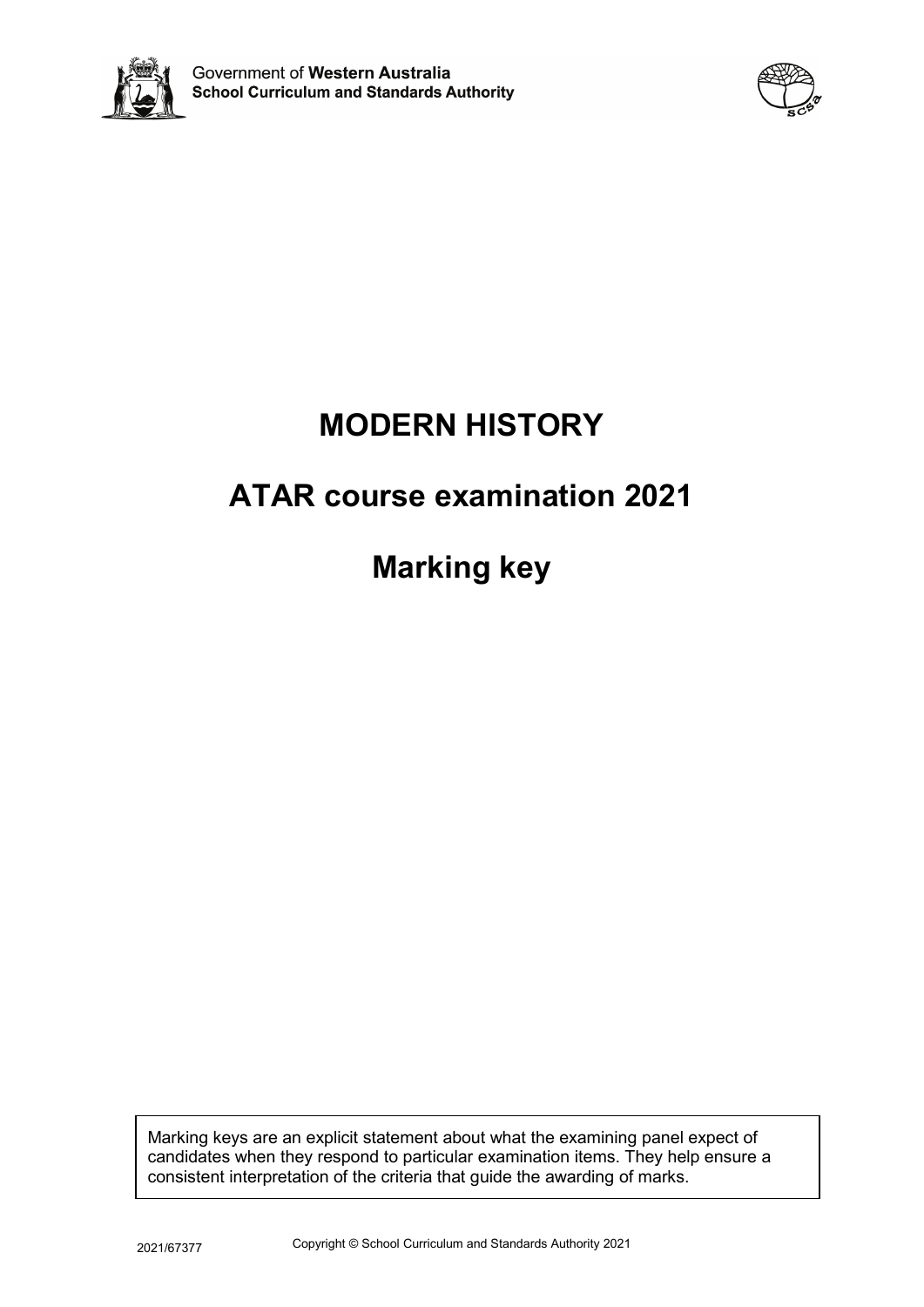Government of **Western Australia**
**School Curriculum and Standards Authority**

# MODERN HISTORY

# ATAR course examination 2021

# Marking key

Marking keys are an explicit statement about what the examining panel expect of candidates when they respond to particular examination items. They help ensure a consistent interpretation of the criteria that guide the awarding of marks.

2021/67377

Copyright © School Curriculum and Standards Authority 2021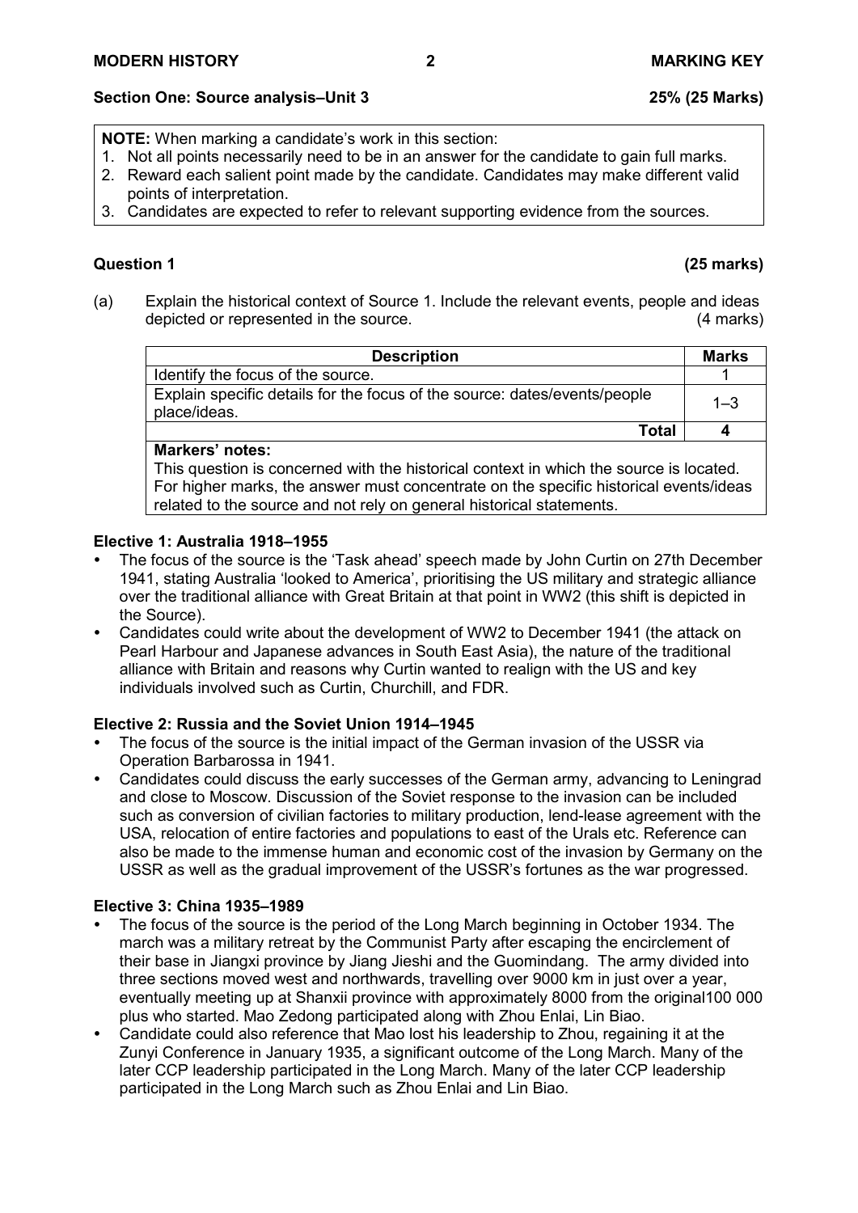## Section One: Source analysis–Unit 3 — 25% (25 Marks)

**NOTE:** When marking a candidate's work in this section:
1. Not all points necessarily need to be in an answer for the candidate to gain full marks.
2. Reward each salient point made by the candidate. Candidates may make different valid points of interpretation.
3. Candidates are expected to refer to relevant supporting evidence from the sources.

### Question 1 (25 marks)

(a) Explain the historical context of Source 1. Include the relevant events, people and ideas depicted or represented in the source. (4 marks)

| Description | Marks |
|---|---|
| Identify the focus of the source. | 1 |
| Explain specific details for the focus of the source: dates/events/people place/ideas. | 1–3 |
| **Total** | **4** |

**Markers' notes:**
This question is concerned with the historical context in which the source is located. For higher marks, the answer must concentrate on the specific historical events/ideas related to the source and not rely on general historical statements.

#### Elective 1: Australia 1918–1955

- The focus of the source is the 'Task ahead' speech made by John Curtin on 27th December 1941, stating Australia 'looked to America', prioritising the US military and strategic alliance over the traditional alliance with Great Britain at that point in WW2 (this shift is depicted in the Source).
- Candidates could write about the development of WW2 to December 1941 (the attack on Pearl Harbour and Japanese advances in South East Asia), the nature of the traditional alliance with Britain and reasons why Curtin wanted to realign with the US and key individuals involved such as Curtin, Churchill, and FDR.

#### Elective 2: Russia and the Soviet Union 1914–1945

- The focus of the source is the initial impact of the German invasion of the USSR via Operation Barbarossa in 1941.
- Candidates could discuss the early successes of the German army, advancing to Leningrad and close to Moscow. Discussion of the Soviet response to the invasion can be included such as conversion of civilian factories to military production, lend-lease agreement with the USA, relocation of entire factories and populations to east of the Urals etc. Reference can also be made to the immense human and economic cost of the invasion by Germany on the USSR as well as the gradual improvement of the USSR's fortunes as the war progressed.

#### Elective 3: China 1935–1989

- The focus of the source is the period of the Long March beginning in October 1934. The march was a military retreat by the Communist Party after escaping the encirclement of their base in Jiangxi province by Jiang Jieshi and the Guomindang. The army divided into three sections moved west and northwards, travelling over 9000 km in just over a year, eventually meeting up at Shanxii province with approximately 8000 from the original100 000 plus who started. Mao Zedong participated along with Zhou Enlai, Lin Biao.
- Candidate could also reference that Mao lost his leadership to Zhou, regaining it at the Zunyi Conference in January 1935, a significant outcome of the Long March. Many of the later CCP leadership participated in the Long March. Many of the later CCP leadership participated in the Long March such as Zhou Enlai and Lin Biao.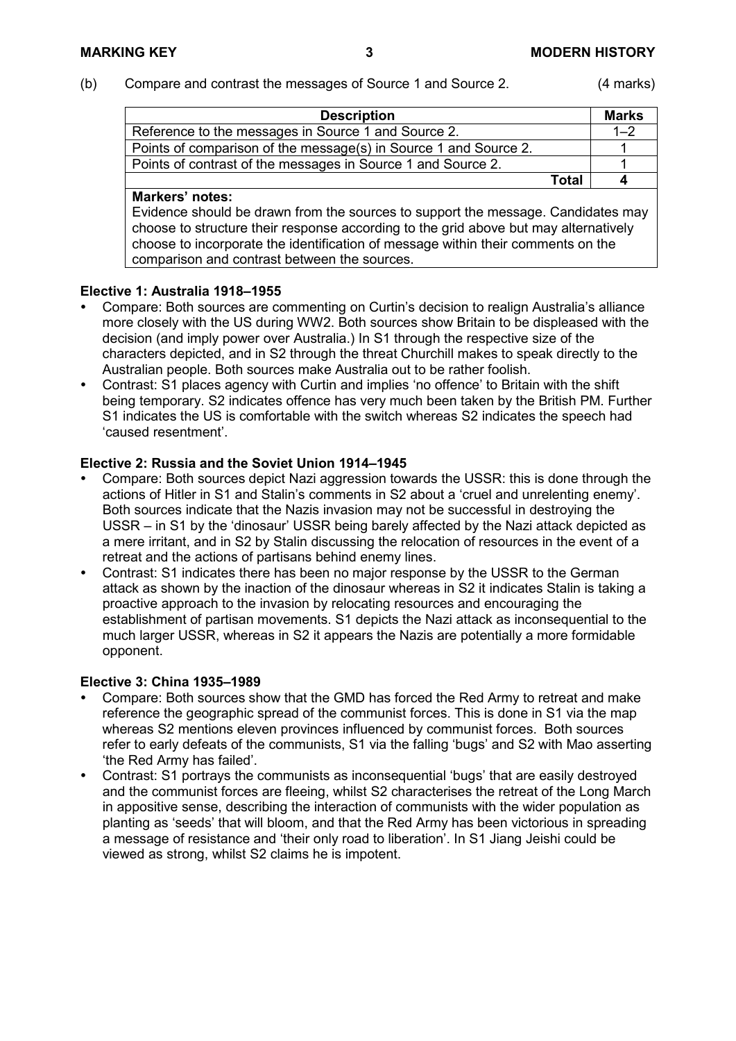(b) Compare and contrast the messages of Source 1 and Source 2. (4 marks)

| Description | Marks |
|---|---|
| Reference to the messages in Source 1 and Source 2. | 1–2 |
| Points of comparison of the message(s) in Source 1 and Source 2. | 1 |
| Points of contrast of the messages in Source 1 and Source 2. | 1 |
| **Total** | **4** |

**Markers' notes:**
Evidence should be drawn from the sources to support the message. Candidates may choose to structure their response according to the grid above but may alternatively choose to incorporate the identification of message within their comments on the comparison and contrast between the sources.

**Elective 1: Australia 1918–1955**

- Compare: Both sources are commenting on Curtin's decision to realign Australia's alliance more closely with the US during WW2. Both sources show Britain to be displeased with the decision (and imply power over Australia.) In S1 through the respective size of the characters depicted, and in S2 through the threat Churchill makes to speak directly to the Australian people. Both sources make Australia out to be rather foolish.
- Contrast: S1 places agency with Curtin and implies 'no offence' to Britain with the shift being temporary. S2 indicates offence has very much been taken by the British PM. Further S1 indicates the US is comfortable with the switch whereas S2 indicates the speech had 'caused resentment'.

**Elective 2: Russia and the Soviet Union 1914–1945**

- Compare: Both sources depict Nazi aggression towards the USSR: this is done through the actions of Hitler in S1 and Stalin's comments in S2 about a 'cruel and unrelenting enemy'. Both sources indicate that the Nazis invasion may not be successful in destroying the USSR – in S1 by the 'dinosaur' USSR being barely affected by the Nazi attack depicted as a mere irritant, and in S2 by Stalin discussing the relocation of resources in the event of a retreat and the actions of partisans behind enemy lines.
- Contrast: S1 indicates there has been no major response by the USSR to the German attack as shown by the inaction of the dinosaur whereas in S2 it indicates Stalin is taking a proactive approach to the invasion by relocating resources and encouraging the establishment of partisan movements. S1 depicts the Nazi attack as inconsequential to the much larger USSR, whereas in S2 it appears the Nazis are potentially a more formidable opponent.

**Elective 3: China 1935–1989**

- Compare: Both sources show that the GMD has forced the Red Army to retreat and make reference the geographic spread of the communist forces. This is done in S1 via the map whereas S2 mentions eleven provinces influenced by communist forces. Both sources refer to early defeats of the communists, S1 via the falling 'bugs' and S2 with Mao asserting 'the Red Army has failed'.
- Contrast: S1 portrays the communists as inconsequential 'bugs' that are easily destroyed and the communist forces are fleeing, whilst S2 characterises the retreat of the Long March in appositive sense, describing the interaction of communists with the wider population as planting as 'seeds' that will bloom, and that the Red Army has been victorious in spreading a message of resistance and 'their only road to liberation'. In S1 Jiang Jeishi could be viewed as strong, whilst S2 claims he is impotent.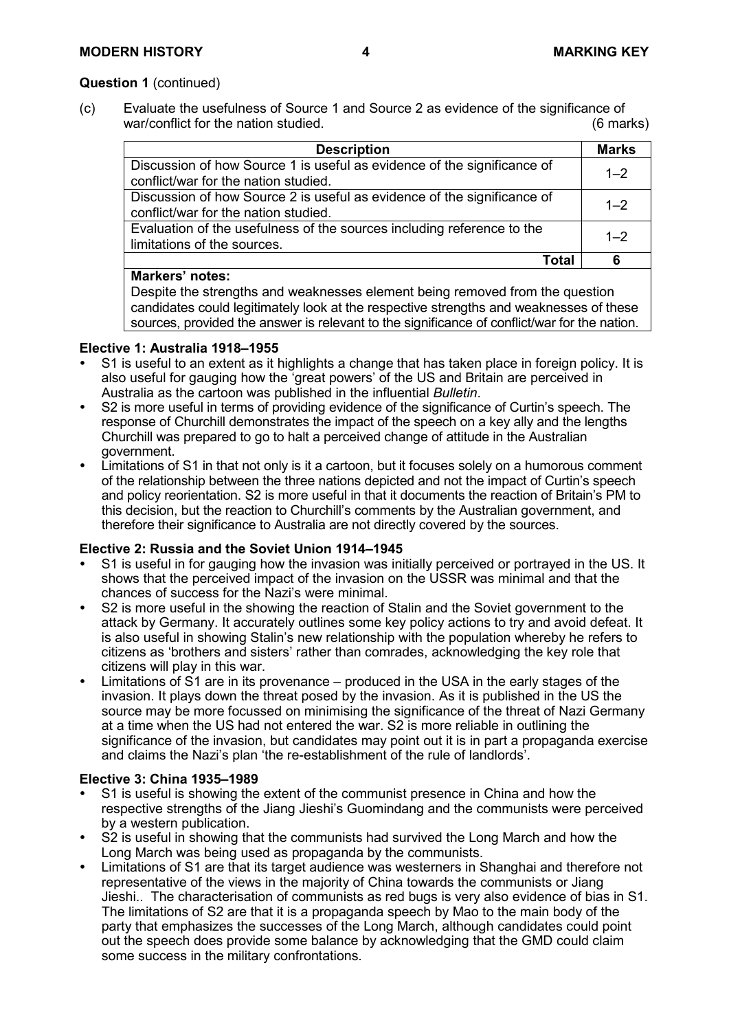**Question 1** (continued)

(c) Evaluate the usefulness of Source 1 and Source 2 as evidence of the significance of war/conflict for the nation studied. (6 marks)

| Description | Marks |
|---|---|
| Discussion of how Source 1 is useful as evidence of the significance of conflict/war for the nation studied. | 1–2 |
| Discussion of how Source 2 is useful as evidence of the significance of conflict/war for the nation studied. | 1–2 |
| Evaluation of the usefulness of the sources including reference to the limitations of the sources. | 1–2 |
| **Total** | **6** |
| **Markers' notes:** Despite the strengths and weaknesses element being removed from the question candidates could legitimately look at the respective strengths and weaknesses of these sources, provided the answer is relevant to the significance of conflict/war for the nation. | |

**Elective 1: Australia 1918–1955**

- S1 is useful to an extent as it highlights a change that has taken place in foreign policy. It is also useful for gauging how the 'great powers' of the US and Britain are perceived in Australia as the cartoon was published in the influential *Bulletin*.
- S2 is more useful in terms of providing evidence of the significance of Curtin's speech. The response of Churchill demonstrates the impact of the speech on a key ally and the lengths Churchill was prepared to go to halt a perceived change of attitude in the Australian government.
- Limitations of S1 in that not only is it a cartoon, but it focuses solely on a humorous comment of the relationship between the three nations depicted and not the impact of Curtin's speech and policy reorientation. S2 is more useful in that it documents the reaction of Britain's PM to this decision, but the reaction to Churchill's comments by the Australian government, and therefore their significance to Australia are not directly covered by the sources.

**Elective 2: Russia and the Soviet Union 1914–1945**

- S1 is useful in for gauging how the invasion was initially perceived or portrayed in the US. It shows that the perceived impact of the invasion on the USSR was minimal and that the chances of success for the Nazi's were minimal.
- S2 is more useful in the showing the reaction of Stalin and the Soviet government to the attack by Germany. It accurately outlines some key policy actions to try and avoid defeat. It is also useful in showing Stalin's new relationship with the population whereby he refers to citizens as 'brothers and sisters' rather than comrades, acknowledging the key role that citizens will play in this war.
- Limitations of S1 are in its provenance – produced in the USA in the early stages of the invasion. It plays down the threat posed by the invasion. As it is published in the US the source may be more focussed on minimising the significance of the threat of Nazi Germany at a time when the US had not entered the war. S2 is more reliable in outlining the significance of the invasion, but candidates may point out it is in part a propaganda exercise and claims the Nazi's plan 'the re-establishment of the rule of landlords'.

**Elective 3: China 1935–1989**

- S1 is useful is showing the extent of the communist presence in China and how the respective strengths of the Jiang Jieshi's Guomindang and the communists were perceived by a western publication.
- S2 is useful in showing that the communists had survived the Long March and how the Long March was being used as propaganda by the communists.
- Limitations of S1 are that its target audience was westerners in Shanghai and therefore not representative of the views in the majority of China towards the communists or Jiang Jieshi.. The characterisation of communists as red bugs is very also evidence of bias in S1. The limitations of S2 are that it is a propaganda speech by Mao to the main body of the party that emphasizes the successes of the Long March, although candidates could point out the speech does provide some balance by acknowledging that the GMD could claim some success in the military confrontations.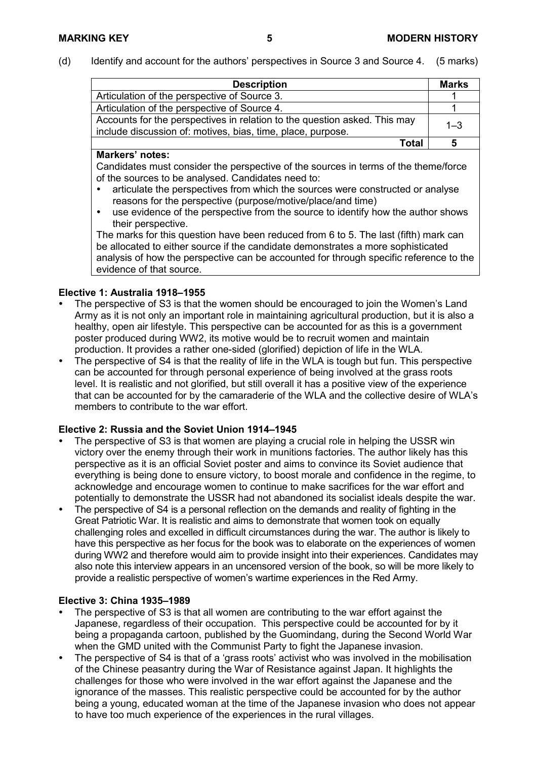(d) Identify and account for the authors' perspectives in Source 3 and Source 4. (5 marks)

| Description | Marks |
|---|---|
| Articulation of the perspective of Source 3. | 1 |
| Articulation of the perspective of Source 4. | 1 |
| Accounts for the perspectives in relation to the question asked. This may include discussion of: motives, bias, time, place, purpose. | 1–3 |
| **Total** | **5** |

**Markers' notes:**

Candidates must consider the perspective of the sources in terms of the theme/force of the sources to be analysed. Candidates need to:

- articulate the perspectives from which the sources were constructed or analyse reasons for the perspective (purpose/motive/place/and time)
- use evidence of the perspective from the source to identify how the author shows their perspective.

The marks for this question have been reduced from 6 to 5. The last (fifth) mark can be allocated to either source if the candidate demonstrates a more sophisticated analysis of how the perspective can be accounted for through specific reference to the evidence of that source.

### Elective 1: Australia 1918–1955

- The perspective of S3 is that the women should be encouraged to join the Women's Land Army as it is not only an important role in maintaining agricultural production, but it is also a healthy, open air lifestyle. This perspective can be accounted for as this is a government poster produced during WW2, its motive would be to recruit women and maintain production. It provides a rather one-sided (glorified) depiction of life in the WLA.
- The perspective of S4 is that the reality of life in the WLA is tough but fun. This perspective can be accounted for through personal experience of being involved at the grass roots level. It is realistic and not glorified, but still overall it has a positive view of the experience that can be accounted for by the camaraderie of the WLA and the collective desire of WLA's members to contribute to the war effort.

### Elective 2: Russia and the Soviet Union 1914–1945

- The perspective of S3 is that women are playing a crucial role in helping the USSR win victory over the enemy through their work in munitions factories. The author likely has this perspective as it is an official Soviet poster and aims to convince its Soviet audience that everything is being done to ensure victory, to boost morale and confidence in the regime, to acknowledge and encourage women to continue to make sacrifices for the war effort and potentially to demonstrate the USSR had not abandoned its socialist ideals despite the war.
- The perspective of S4 is a personal reflection on the demands and reality of fighting in the Great Patriotic War. It is realistic and aims to demonstrate that women took on equally challenging roles and excelled in difficult circumstances during the war. The author is likely to have this perspective as her focus for the book was to elaborate on the experiences of women during WW2 and therefore would aim to provide insight into their experiences. Candidates may also note this interview appears in an uncensored version of the book, so will be more likely to provide a realistic perspective of women's wartime experiences in the Red Army.

### Elective 3: China 1935–1989

- The perspective of S3 is that all women are contributing to the war effort against the Japanese, regardless of their occupation. This perspective could be accounted for by it being a propaganda cartoon, published by the Guomindang, during the Second World War when the GMD united with the Communist Party to fight the Japanese invasion.
- The perspective of S4 is that of a 'grass roots' activist who was involved in the mobilisation of the Chinese peasantry during the War of Resistance against Japan. It highlights the challenges for those who were involved in the war effort against the Japanese and the ignorance of the masses. This realistic perspective could be accounted for by the author being a young, educated woman at the time of the Japanese invasion who does not appear to have too much experience of the experiences in the rural villages.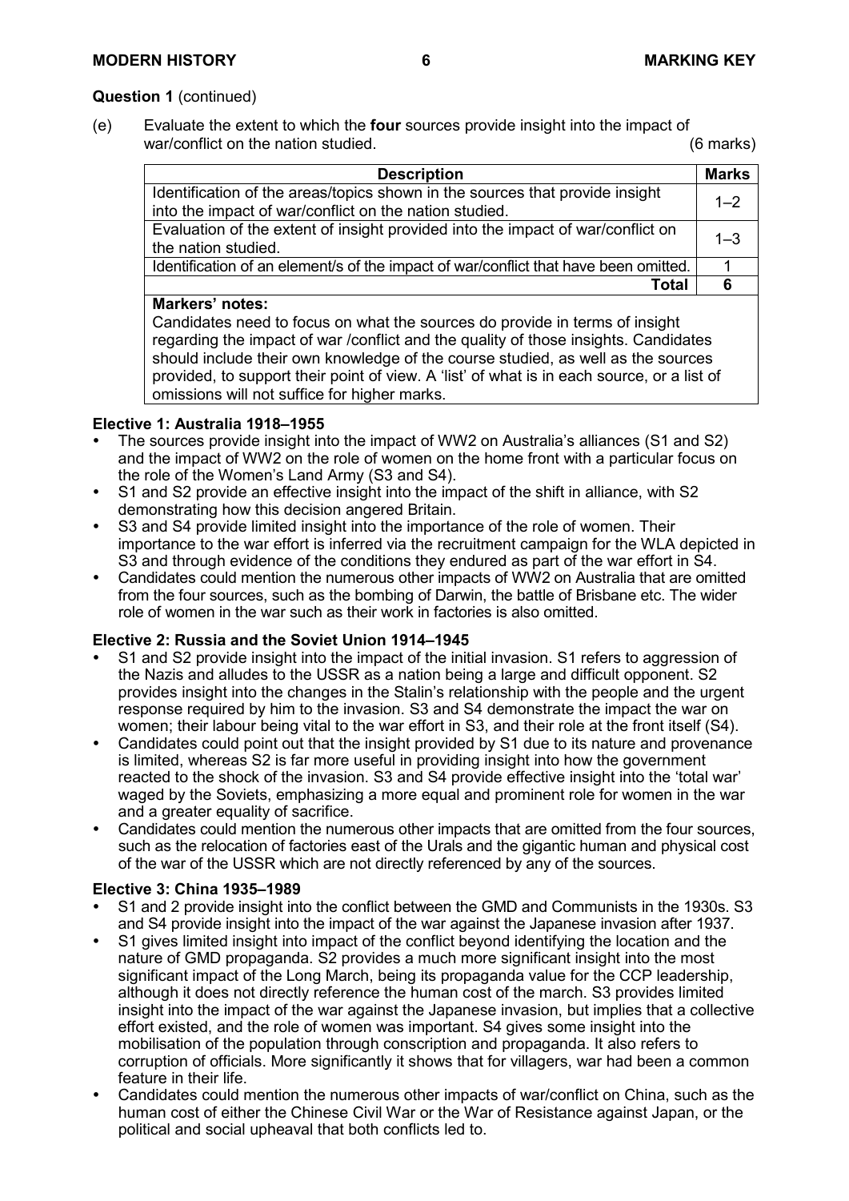**Question 1** (continued)

(e) Evaluate the extent to which the **four** sources provide insight into the impact of war/conflict on the nation studied. (6 marks)

| Description | Marks |
|---|---|
| Identification of the areas/topics shown in the sources that provide insight into the impact of war/conflict on the nation studied. | 1–2 |
| Evaluation of the extent of insight provided into the impact of war/conflict on the nation studied. | 1–3 |
| Identification of an element/s of the impact of war/conflict that have been omitted. | 1 |
| **Total** | **6** |
| **Markers' notes:** Candidates need to focus on what the sources do provide in terms of insight regarding the impact of war /conflict and the quality of those insights. Candidates should include their own knowledge of the course studied, as well as the sources provided, to support their point of view. A 'list' of what is in each source, or a list of omissions will not suffice for higher marks. | |

**Elective 1: Australia 1918–1955**

- The sources provide insight into the impact of WW2 on Australia's alliances (S1 and S2) and the impact of WW2 on the role of women on the home front with a particular focus on the role of the Women's Land Army (S3 and S4).
- S1 and S2 provide an effective insight into the impact of the shift in alliance, with S2 demonstrating how this decision angered Britain.
- S3 and S4 provide limited insight into the importance of the role of women. Their importance to the war effort is inferred via the recruitment campaign for the WLA depicted in S3 and through evidence of the conditions they endured as part of the war effort in S4.
- Candidates could mention the numerous other impacts of WW2 on Australia that are omitted from the four sources, such as the bombing of Darwin, the battle of Brisbane etc. The wider role of women in the war such as their work in factories is also omitted.

**Elective 2: Russia and the Soviet Union 1914–1945**

- S1 and S2 provide insight into the impact of the initial invasion. S1 refers to aggression of the Nazis and alludes to the USSR as a nation being a large and difficult opponent. S2 provides insight into the changes in the Stalin's relationship with the people and the urgent response required by him to the invasion. S3 and S4 demonstrate the impact the war on women; their labour being vital to the war effort in S3, and their role at the front itself (S4).
- Candidates could point out that the insight provided by S1 due to its nature and provenance is limited, whereas S2 is far more useful in providing insight into how the government reacted to the shock of the invasion. S3 and S4 provide effective insight into the 'total war' waged by the Soviets, emphasizing a more equal and prominent role for women in the war and a greater equality of sacrifice.
- Candidates could mention the numerous other impacts that are omitted from the four sources, such as the relocation of factories east of the Urals and the gigantic human and physical cost of the war of the USSR which are not directly referenced by any of the sources.

**Elective 3: China 1935–1989**

- S1 and 2 provide insight into the conflict between the GMD and Communists in the 1930s. S3 and S4 provide insight into the impact of the war against the Japanese invasion after 1937.
- S1 gives limited insight into impact of the conflict beyond identifying the location and the nature of GMD propaganda. S2 provides a much more significant insight into the most significant impact of the Long March, being its propaganda value for the CCP leadership, although it does not directly reference the human cost of the march. S3 provides limited insight into the impact of the war against the Japanese invasion, but implies that a collective effort existed, and the role of women was important. S4 gives some insight into the mobilisation of the population through conscription and propaganda. It also refers to corruption of officials. More significantly it shows that for villagers, war had been a common feature in their life.
- Candidates could mention the numerous other impacts of war/conflict on China, such as the human cost of either the Chinese Civil War or the War of Resistance against Japan, or the political and social upheaval that both conflicts led to.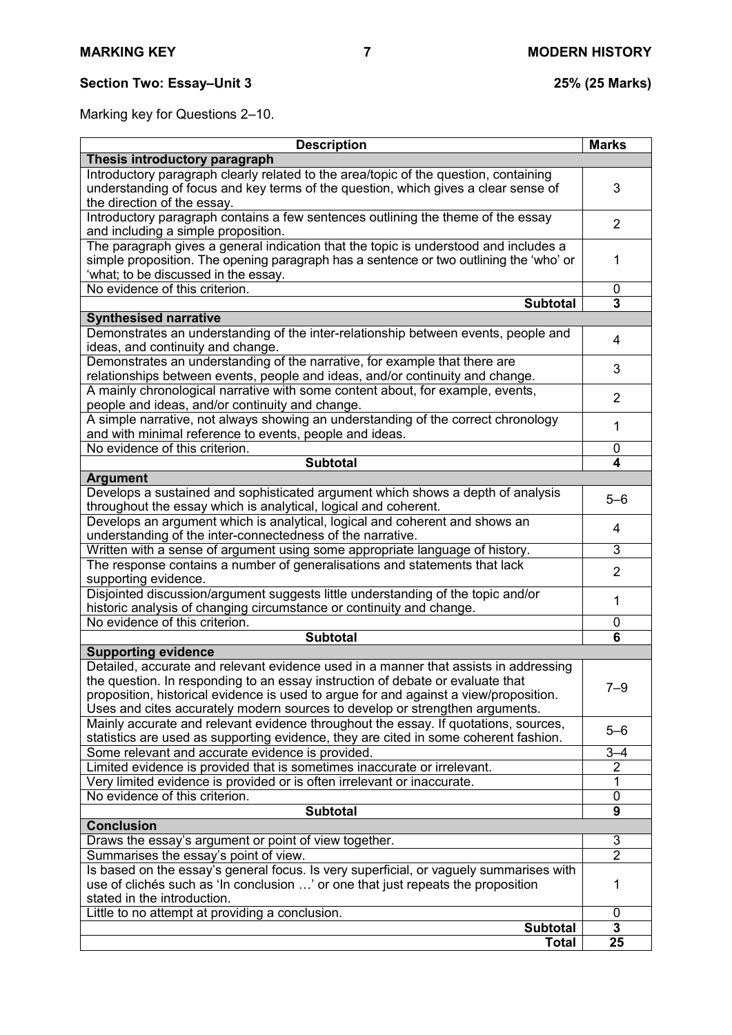## Section Two: Essay–Unit 3 — 25% (25 Marks)

Marking key for Questions 2–10.

| Description | Marks |
|---|---|
| **Thesis introductory paragraph** | |
| Introductory paragraph clearly related to the area/topic of the question, containing understanding of focus and key terms of the question, which gives a clear sense of the direction of the essay. | 3 |
| Introductory paragraph contains a few sentences outlining the theme of the essay and including a simple proposition. | 2 |
| The paragraph gives a general indication that the topic is understood and includes a simple proposition. The opening paragraph has a sentence or two outlining the 'who' or 'what; to be discussed in the essay. | 1 |
| No evidence of this criterion. | 0 |
| **Subtotal** | **3** |
| **Synthesised narrative** | |
| Demonstrates an understanding of the inter-relationship between events, people and ideas, and continuity and change. | 4 |
| Demonstrates an understanding of the narrative, for example that there are relationships between events, people and ideas, and/or continuity and change. | 3 |
| A mainly chronological narrative with some content about, for example, events, people and ideas, and/or continuity and change. | 2 |
| A simple narrative, not always showing an understanding of the correct chronology and with minimal reference to events, people and ideas. | 1 |
| No evidence of this criterion. | 0 |
| **Subtotal** | **4** |
| **Argument** | |
| Develops a sustained and sophisticated argument which shows a depth of analysis throughout the essay which is analytical, logical and coherent. | 5–6 |
| Develops an argument which is analytical, logical and coherent and shows an understanding of the inter-connectedness of the narrative. | 4 |
| Written with a sense of argument using some appropriate language of history. | 3 |
| The response contains a number of generalisations and statements that lack supporting evidence. | 2 |
| Disjointed discussion/argument suggests little understanding of the topic and/or historic analysis of changing circumstance or continuity and change. | 1 |
| No evidence of this criterion. | 0 |
| **Subtotal** | **6** |
| **Supporting evidence** | |
| Detailed, accurate and relevant evidence used in a manner that assists in addressing the question. In responding to an essay instruction of debate or evaluate that proposition, historical evidence is used to argue for and against a view/proposition. Uses and cites accurately modern sources to develop or strengthen arguments. | 7–9 |
| Mainly accurate and relevant evidence throughout the essay. If quotations, sources, statistics are used as supporting evidence, they are cited in some coherent fashion. | 5–6 |
| Some relevant and accurate evidence is provided. | 3–4 |
| Limited evidence is provided that is sometimes inaccurate or irrelevant. | 2 |
| Very limited evidence is provided or is often irrelevant or inaccurate. | 1 |
| No evidence of this criterion. | 0 |
| **Subtotal** | **9** |
| **Conclusion** | |
| Draws the essay's argument or point of view together. | 3 |
| Summarises the essay's point of view. | 2 |
| Is based on the essay's general focus. Is very superficial, or vaguely summarises with use of clichés such as 'In conclusion …' or one that just repeats the proposition stated in the introduction. | 1 |
| Little to no attempt at providing a conclusion. | 0 |
| **Subtotal** | **3** |
| **Total** | **25** |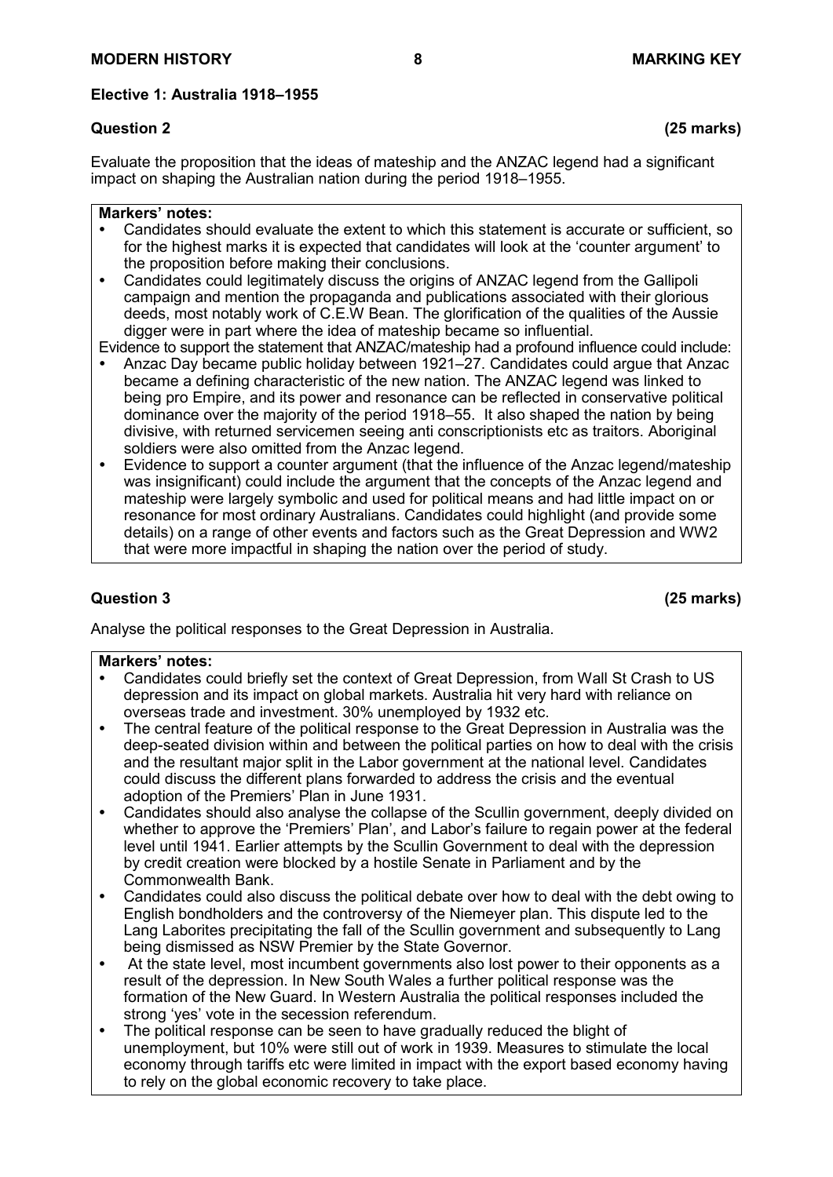## Elective 1: Australia 1918–1955

### Question 2 (25 marks)

Evaluate the proposition that the ideas of mateship and the ANZAC legend had a significant impact on shaping the Australian nation during the period 1918–1955.

**Markers' notes:**

- Candidates should evaluate the extent to which this statement is accurate or sufficient, so for the highest marks it is expected that candidates will look at the 'counter argument' to the proposition before making their conclusions.
- Candidates could legitimately discuss the origins of ANZAC legend from the Gallipoli campaign and mention the propaganda and publications associated with their glorious deeds, most notably work of C.E.W Bean. The glorification of the qualities of the Aussie digger were in part where the idea of mateship became so influential.

Evidence to support the statement that ANZAC/mateship had a profound influence could include:

- Anzac Day became public holiday between 1921–27. Candidates could argue that Anzac became a defining characteristic of the new nation. The ANZAC legend was linked to being pro Empire, and its power and resonance can be reflected in conservative political dominance over the majority of the period 1918–55. It also shaped the nation by being divisive, with returned servicemen seeing anti conscriptionists etc as traitors. Aboriginal soldiers were also omitted from the Anzac legend.
- Evidence to support a counter argument (that the influence of the Anzac legend/mateship was insignificant) could include the argument that the concepts of the Anzac legend and mateship were largely symbolic and used for political means and had little impact on or resonance for most ordinary Australians. Candidates could highlight (and provide some details) on a range of other events and factors such as the Great Depression and WW2 that were more impactful in shaping the nation over the period of study.

### Question 3 (25 marks)

Analyse the political responses to the Great Depression in Australia.

**Markers' notes:**

- Candidates could briefly set the context of Great Depression, from Wall St Crash to US depression and its impact on global markets. Australia hit very hard with reliance on overseas trade and investment. 30% unemployed by 1932 etc.
- The central feature of the political response to the Great Depression in Australia was the deep-seated division within and between the political parties on how to deal with the crisis and the resultant major split in the Labor government at the national level. Candidates could discuss the different plans forwarded to address the crisis and the eventual adoption of the Premiers' Plan in June 1931.
- Candidates should also analyse the collapse of the Scullin government, deeply divided on whether to approve the 'Premiers' Plan', and Labor's failure to regain power at the federal level until 1941. Earlier attempts by the Scullin Government to deal with the depression by credit creation were blocked by a hostile Senate in Parliament and by the Commonwealth Bank.
- Candidates could also discuss the political debate over how to deal with the debt owing to English bondholders and the controversy of the Niemeyer plan. This dispute led to the Lang Laborites precipitating the fall of the Scullin government and subsequently to Lang being dismissed as NSW Premier by the State Governor.
- At the state level, most incumbent governments also lost power to their opponents as a result of the depression. In New South Wales a further political response was the formation of the New Guard. In Western Australia the political responses included the strong 'yes' vote in the secession referendum.
- The political response can be seen to have gradually reduced the blight of unemployment, but 10% were still out of work in 1939. Measures to stimulate the local economy through tariffs etc were limited in impact with the export based economy having to rely on the global economic recovery to take place.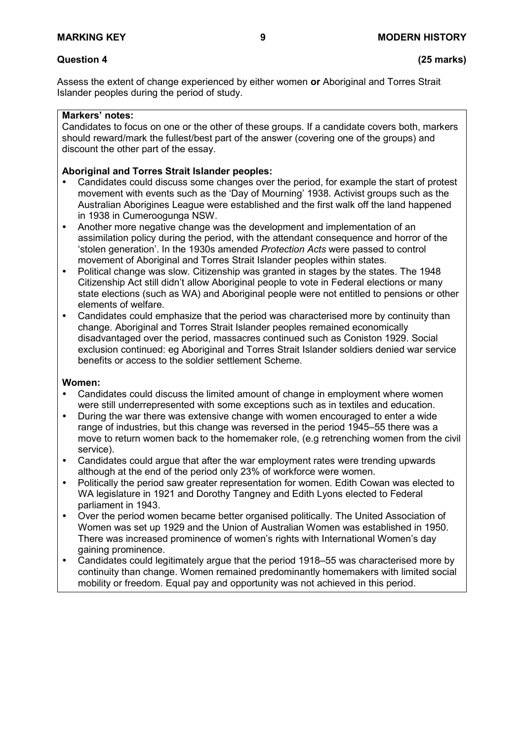## Question 4 (25 marks)

Assess the extent of change experienced by either women **or** Aboriginal and Torres Strait Islander peoples during the period of study.

**Markers' notes:**

Candidates to focus on one or the other of these groups. If a candidate covers both, markers should reward/mark the fullest/best part of the answer (covering one of the groups) and discount the other part of the essay.

**Aboriginal and Torres Strait Islander peoples:**

- Candidates could discuss some changes over the period, for example the start of protest movement with events such as the 'Day of Mourning' 1938. Activist groups such as the Australian Aborigines League were established and the first walk off the land happened in 1938 in Cumeroogunga NSW.
- Another more negative change was the development and implementation of an assimilation policy during the period, with the attendant consequence and horror of the 'stolen generation'. In the 1930s amended *Protection Acts* were passed to control movement of Aboriginal and Torres Strait Islander peoples within states.
- Political change was slow. Citizenship was granted in stages by the states. The 1948 Citizenship Act still didn't allow Aboriginal people to vote in Federal elections or many state elections (such as WA) and Aboriginal people were not entitled to pensions or other elements of welfare.
- Candidates could emphasize that the period was characterised more by continuity than change. Aboriginal and Torres Strait Islander peoples remained economically disadvantaged over the period, massacres continued such as Coniston 1929. Social exclusion continued: eg Aboriginal and Torres Strait Islander soldiers denied war service benefits or access to the soldier settlement Scheme.

**Women:**

- Candidates could discuss the limited amount of change in employment where women were still underrepresented with some exceptions such as in textiles and education.
- During the war there was extensive change with women encouraged to enter a wide range of industries, but this change was reversed in the period 1945–55 there was a move to return women back to the homemaker role, (e.g retrenching women from the civil service).
- Candidates could argue that after the war employment rates were trending upwards although at the end of the period only 23% of workforce were women.
- Politically the period saw greater representation for women. Edith Cowan was elected to WA legislature in 1921 and Dorothy Tangney and Edith Lyons elected to Federal parliament in 1943.
- Over the period women became better organised politically. The United Association of Women was set up 1929 and the Union of Australian Women was established in 1950. There was increased prominence of women's rights with International Women's day gaining prominence.
- Candidates could legitimately argue that the period 1918–55 was characterised more by continuity than change. Women remained predominantly homemakers with limited social mobility or freedom. Equal pay and opportunity was not achieved in this period.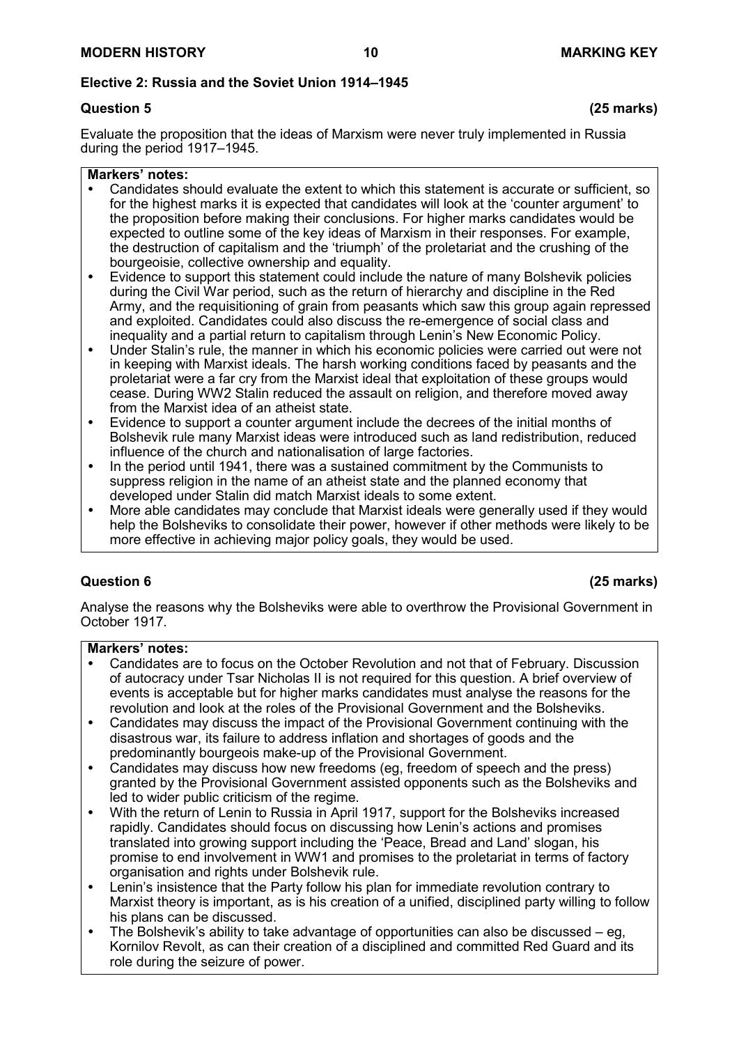## Elective 2: Russia and the Soviet Union 1914–1945

### Question 5 (25 marks)

Evaluate the proposition that the ideas of Marxism were never truly implemented in Russia during the period 1917–1945.

**Markers' notes:**

- Candidates should evaluate the extent to which this statement is accurate or sufficient, so for the highest marks it is expected that candidates will look at the 'counter argument' to the proposition before making their conclusions. For higher marks candidates would be expected to outline some of the key ideas of Marxism in their responses. For example, the destruction of capitalism and the 'triumph' of the proletariat and the crushing of the bourgeoisie, collective ownership and equality.
- Evidence to support this statement could include the nature of many Bolshevik policies during the Civil War period, such as the return of hierarchy and discipline in the Red Army, and the requisitioning of grain from peasants which saw this group again repressed and exploited. Candidates could also discuss the re-emergence of social class and inequality and a partial return to capitalism through Lenin's New Economic Policy.
- Under Stalin's rule, the manner in which his economic policies were carried out were not in keeping with Marxist ideals. The harsh working conditions faced by peasants and the proletariat were a far cry from the Marxist ideal that exploitation of these groups would cease. During WW2 Stalin reduced the assault on religion, and therefore moved away from the Marxist idea of an atheist state.
- Evidence to support a counter argument include the decrees of the initial months of Bolshevik rule many Marxist ideas were introduced such as land redistribution, reduced influence of the church and nationalisation of large factories.
- In the period until 1941, there was a sustained commitment by the Communists to suppress religion in the name of an atheist state and the planned economy that developed under Stalin did match Marxist ideals to some extent.
- More able candidates may conclude that Marxist ideals were generally used if they would help the Bolsheviks to consolidate their power, however if other methods were likely to be more effective in achieving major policy goals, they would be used.

### Question 6 (25 marks)

Analyse the reasons why the Bolsheviks were able to overthrow the Provisional Government in October 1917.

**Markers' notes:**

- Candidates are to focus on the October Revolution and not that of February. Discussion of autocracy under Tsar Nicholas II is not required for this question. A brief overview of events is acceptable but for higher marks candidates must analyse the reasons for the revolution and look at the roles of the Provisional Government and the Bolsheviks.
- Candidates may discuss the impact of the Provisional Government continuing with the disastrous war, its failure to address inflation and shortages of goods and the predominantly bourgeois make-up of the Provisional Government.
- Candidates may discuss how new freedoms (eg, freedom of speech and the press) granted by the Provisional Government assisted opponents such as the Bolsheviks and led to wider public criticism of the regime.
- With the return of Lenin to Russia in April 1917, support for the Bolsheviks increased rapidly. Candidates should focus on discussing how Lenin's actions and promises translated into growing support including the 'Peace, Bread and Land' slogan, his promise to end involvement in WW1 and promises to the proletariat in terms of factory organisation and rights under Bolshevik rule.
- Lenin's insistence that the Party follow his plan for immediate revolution contrary to Marxist theory is important, as is his creation of a unified, disciplined party willing to follow his plans can be discussed.
- The Bolshevik's ability to take advantage of opportunities can also be discussed – eg, Kornilov Revolt, as can their creation of a disciplined and committed Red Guard and its role during the seizure of power.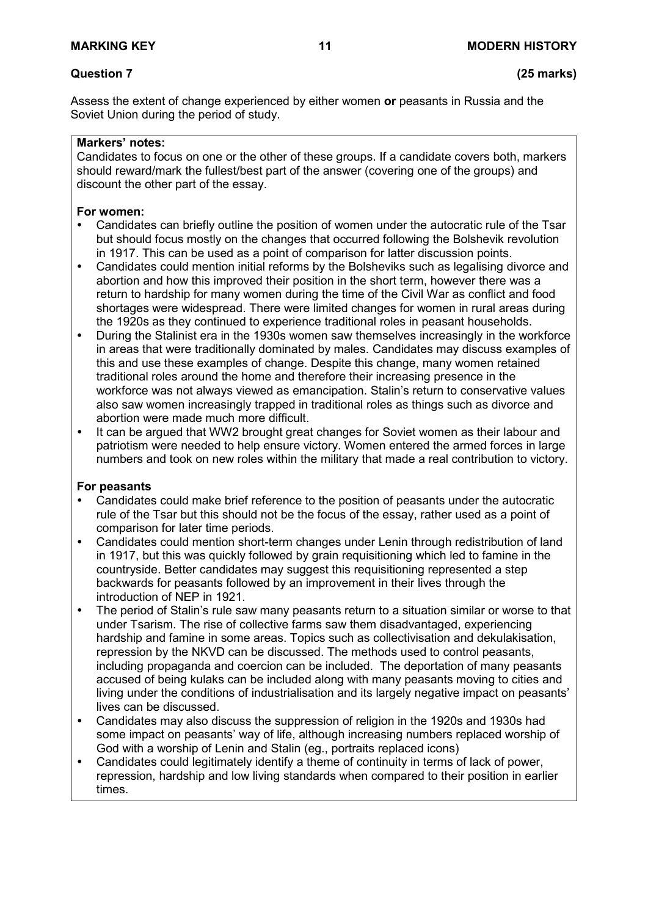## Question 7 (25 marks)

Assess the extent of change experienced by either women **or** peasants in Russia and the Soviet Union during the period of study.

**Markers' notes:**

Candidates to focus on one or the other of these groups. If a candidate covers both, markers should reward/mark the fullest/best part of the answer (covering one of the groups) and discount the other part of the essay.

**For women:**

- Candidates can briefly outline the position of women under the autocratic rule of the Tsar but should focus mostly on the changes that occurred following the Bolshevik revolution in 1917. This can be used as a point of comparison for latter discussion points.
- Candidates could mention initial reforms by the Bolsheviks such as legalising divorce and abortion and how this improved their position in the short term, however there was a return to hardship for many women during the time of the Civil War as conflict and food shortages were widespread. There were limited changes for women in rural areas during the 1920s as they continued to experience traditional roles in peasant households.
- During the Stalinist era in the 1930s women saw themselves increasingly in the workforce in areas that were traditionally dominated by males. Candidates may discuss examples of this and use these examples of change. Despite this change, many women retained traditional roles around the home and therefore their increasing presence in the workforce was not always viewed as emancipation. Stalin's return to conservative values also saw women increasingly trapped in traditional roles as things such as divorce and abortion were made much more difficult.
- It can be argued that WW2 brought great changes for Soviet women as their labour and patriotism were needed to help ensure victory. Women entered the armed forces in large numbers and took on new roles within the military that made a real contribution to victory.

**For peasants**

- Candidates could make brief reference to the position of peasants under the autocratic rule of the Tsar but this should not be the focus of the essay, rather used as a point of comparison for later time periods.
- Candidates could mention short-term changes under Lenin through redistribution of land in 1917, but this was quickly followed by grain requisitioning which led to famine in the countryside. Better candidates may suggest this requisitioning represented a step backwards for peasants followed by an improvement in their lives through the introduction of NEP in 1921.
- The period of Stalin's rule saw many peasants return to a situation similar or worse to that under Tsarism. The rise of collective farms saw them disadvantaged, experiencing hardship and famine in some areas. Topics such as collectivisation and dekulakisation, repression by the NKVD can be discussed. The methods used to control peasants, including propaganda and coercion can be included. The deportation of many peasants accused of being kulaks can be included along with many peasants moving to cities and living under the conditions of industrialisation and its largely negative impact on peasants' lives can be discussed.
- Candidates may also discuss the suppression of religion in the 1920s and 1930s had some impact on peasants' way of life, although increasing numbers replaced worship of God with a worship of Lenin and Stalin (eg., portraits replaced icons)
- Candidates could legitimately identify a theme of continuity in terms of lack of power, repression, hardship and low living standards when compared to their position in earlier times.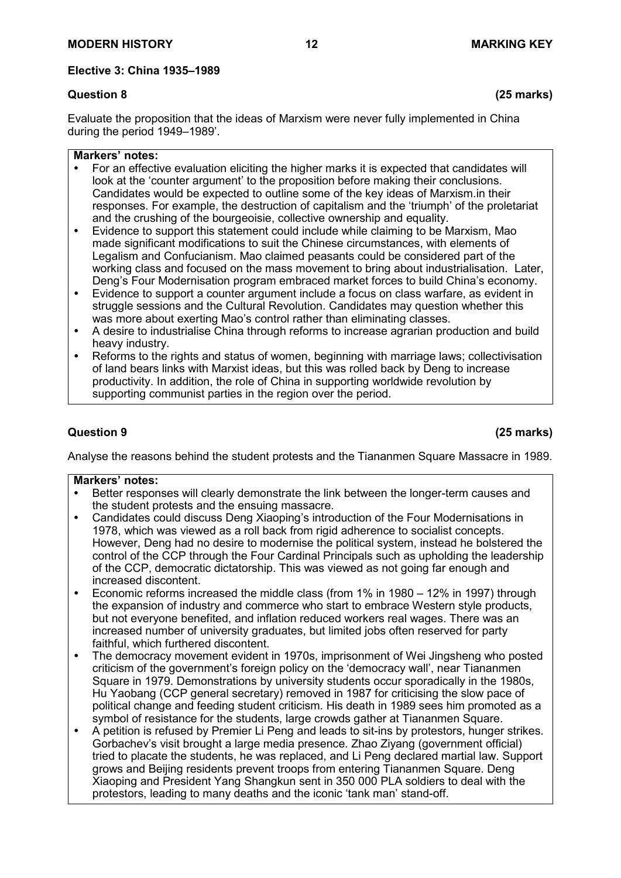## Elective 3: China 1935–1989

**Question 8** **(25 marks)**

Evaluate the proposition that the ideas of Marxism were never fully implemented in China during the period 1949–1989'.

**Markers' notes:**

- For an effective evaluation eliciting the higher marks it is expected that candidates will look at the 'counter argument' to the proposition before making their conclusions. Candidates would be expected to outline some of the key ideas of Marxism.in their responses. For example, the destruction of capitalism and the 'triumph' of the proletariat and the crushing of the bourgeoisie, collective ownership and equality.
- Evidence to support this statement could include while claiming to be Marxism, Mao made significant modifications to suit the Chinese circumstances, with elements of Legalism and Confucianism. Mao claimed peasants could be considered part of the working class and focused on the mass movement to bring about industrialisation. Later, Deng's Four Modernisation program embraced market forces to build China's economy.
- Evidence to support a counter argument include a focus on class warfare, as evident in struggle sessions and the Cultural Revolution. Candidates may question whether this was more about exerting Mao's control rather than eliminating classes.
- A desire to industrialise China through reforms to increase agrarian production and build heavy industry.
- Reforms to the rights and status of women, beginning with marriage laws; collectivisation of land bears links with Marxist ideas, but this was rolled back by Deng to increase productivity. In addition, the role of China in supporting worldwide revolution by supporting communist parties in the region over the period.

**Question 9** **(25 marks)**

Analyse the reasons behind the student protests and the Tiananmen Square Massacre in 1989.

**Markers' notes:**

- Better responses will clearly demonstrate the link between the longer-term causes and the student protests and the ensuing massacre.
- Candidates could discuss Deng Xiaoping's introduction of the Four Modernisations in 1978, which was viewed as a roll back from rigid adherence to socialist concepts. However, Deng had no desire to modernise the political system, instead he bolstered the control of the CCP through the Four Cardinal Principals such as upholding the leadership of the CCP, democratic dictatorship. This was viewed as not going far enough and increased discontent.
- Economic reforms increased the middle class (from 1% in 1980 – 12% in 1997) through the expansion of industry and commerce who start to embrace Western style products, but not everyone benefited, and inflation reduced workers real wages. There was an increased number of university graduates, but limited jobs often reserved for party faithful, which furthered discontent.
- The democracy movement evident in 1970s, imprisonment of Wei Jingsheng who posted criticism of the government's foreign policy on the 'democracy wall', near Tiananmen Square in 1979. Demonstrations by university students occur sporadically in the 1980s, Hu Yaobang (CCP general secretary) removed in 1987 for criticising the slow pace of political change and feeding student criticism. His death in 1989 sees him promoted as a symbol of resistance for the students, large crowds gather at Tiananmen Square.
- A petition is refused by Premier Li Peng and leads to sit-ins by protestors, hunger strikes. Gorbachev's visit brought a large media presence. Zhao Ziyang (government official) tried to placate the students, he was replaced, and Li Peng declared martial law. Support grows and Beijing residents prevent troops from entering Tiananmen Square. Deng Xiaoping and President Yang Shangkun sent in 350 000 PLA soldiers to deal with the protestors, leading to many deaths and the iconic 'tank man' stand-off.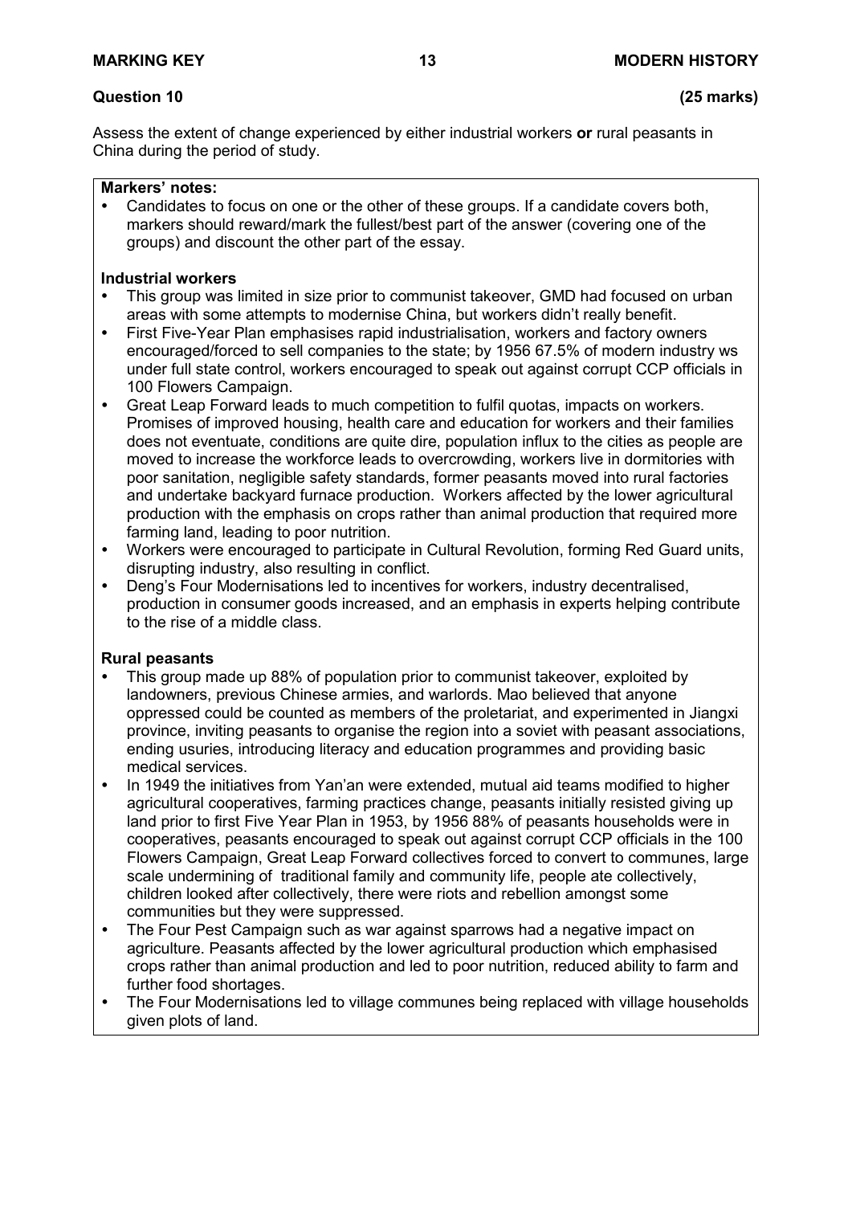**Question 10** **(25 marks)**

Assess the extent of change experienced by either industrial workers **or** rural peasants in China during the period of study.

**Markers' notes:**

- Candidates to focus on one or the other of these groups. If a candidate covers both, markers should reward/mark the fullest/best part of the answer (covering one of the groups) and discount the other part of the essay.

**Industrial workers**

- This group was limited in size prior to communist takeover, GMD had focused on urban areas with some attempts to modernise China, but workers didn't really benefit.
- First Five-Year Plan emphasises rapid industrialisation, workers and factory owners encouraged/forced to sell companies to the state; by 1956 67.5% of modern industry ws under full state control, workers encouraged to speak out against corrupt CCP officials in 100 Flowers Campaign.
- Great Leap Forward leads to much competition to fulfil quotas, impacts on workers. Promises of improved housing, health care and education for workers and their families does not eventuate, conditions are quite dire, population influx to the cities as people are moved to increase the workforce leads to overcrowding, workers live in dormitories with poor sanitation, negligible safety standards, former peasants moved into rural factories and undertake backyard furnace production. Workers affected by the lower agricultural production with the emphasis on crops rather than animal production that required more farming land, leading to poor nutrition.
- Workers were encouraged to participate in Cultural Revolution, forming Red Guard units, disrupting industry, also resulting in conflict.
- Deng's Four Modernisations led to incentives for workers, industry decentralised, production in consumer goods increased, and an emphasis in experts helping contribute to the rise of a middle class.

**Rural peasants**

- This group made up 88% of population prior to communist takeover, exploited by landowners, previous Chinese armies, and warlords. Mao believed that anyone oppressed could be counted as members of the proletariat, and experimented in Jiangxi province, inviting peasants to organise the region into a soviet with peasant associations, ending usuries, introducing literacy and education programmes and providing basic medical services.
- In 1949 the initiatives from Yan'an were extended, mutual aid teams modified to higher agricultural cooperatives, farming practices change, peasants initially resisted giving up land prior to first Five Year Plan in 1953, by 1956 88% of peasants households were in cooperatives, peasants encouraged to speak out against corrupt CCP officials in the 100 Flowers Campaign, Great Leap Forward collectives forced to convert to communes, large scale undermining of traditional family and community life, people ate collectively, children looked after collectively, there were riots and rebellion amongst some communities but they were suppressed.
- The Four Pest Campaign such as war against sparrows had a negative impact on agriculture. Peasants affected by the lower agricultural production which emphasised crops rather than animal production and led to poor nutrition, reduced ability to farm and further food shortages.
- The Four Modernisations led to village communes being replaced with village households given plots of land.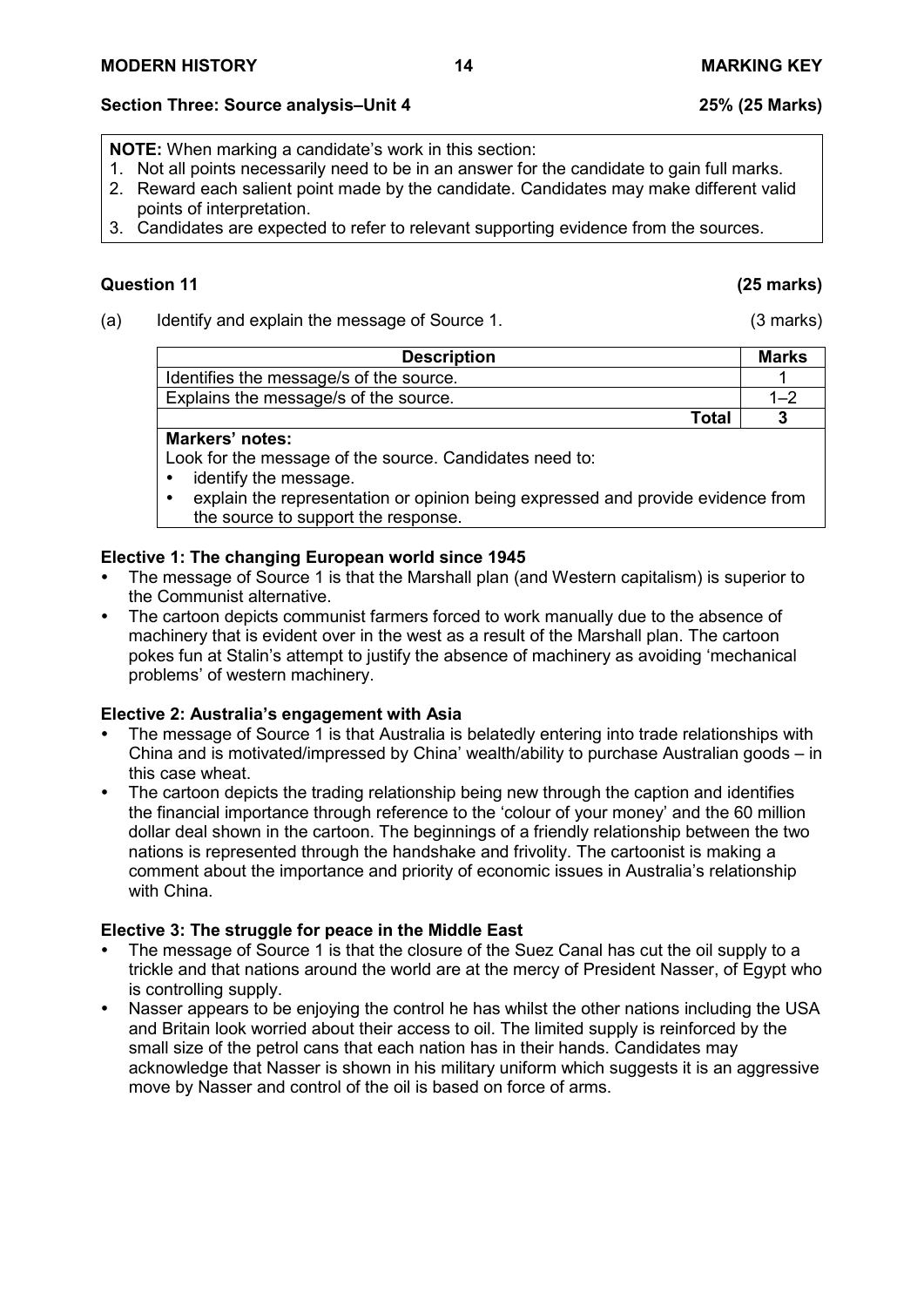## Section Three: Source analysis–Unit 4 — 25% (25 Marks)

**NOTE:** When marking a candidate's work in this section:

1. Not all points necessarily need to be in an answer for the candidate to gain full marks.
2. Reward each salient point made by the candidate. Candidates may make different valid points of interpretation.
3. Candidates are expected to refer to relevant supporting evidence from the sources.

### Question 11 (25 marks)

(a) Identify and explain the message of Source 1. (3 marks)

| Description | Marks |
|---|---|
| Identifies the message/s of the source. | 1 |
| Explains the message/s of the source. | 1–2 |
| **Total** | **3** |

**Markers' notes:**

Look for the message of the source. Candidates need to:

- identify the message.
- explain the representation or opinion being expressed and provide evidence from the source to support the response.

#### Elective 1: The changing European world since 1945

- The message of Source 1 is that the Marshall plan (and Western capitalism) is superior to the Communist alternative.
- The cartoon depicts communist farmers forced to work manually due to the absence of machinery that is evident over in the west as a result of the Marshall plan. The cartoon pokes fun at Stalin's attempt to justify the absence of machinery as avoiding 'mechanical problems' of western machinery.

#### Elective 2: Australia's engagement with Asia

- The message of Source 1 is that Australia is belatedly entering into trade relationships with China and is motivated/impressed by China' wealth/ability to purchase Australian goods – in this case wheat.
- The cartoon depicts the trading relationship being new through the caption and identifies the financial importance through reference to the 'colour of your money' and the 60 million dollar deal shown in the cartoon. The beginnings of a friendly relationship between the two nations is represented through the handshake and frivolity. The cartoonist is making a comment about the importance and priority of economic issues in Australia's relationship with China.

#### Elective 3: The struggle for peace in the Middle East

- The message of Source 1 is that the closure of the Suez Canal has cut the oil supply to a trickle and that nations around the world are at the mercy of President Nasser, of Egypt who is controlling supply.
- Nasser appears to be enjoying the control he has whilst the other nations including the USA and Britain look worried about their access to oil. The limited supply is reinforced by the small size of the petrol cans that each nation has in their hands. Candidates may acknowledge that Nasser is shown in his military uniform which suggests it is an aggressive move by Nasser and control of the oil is based on force of arms.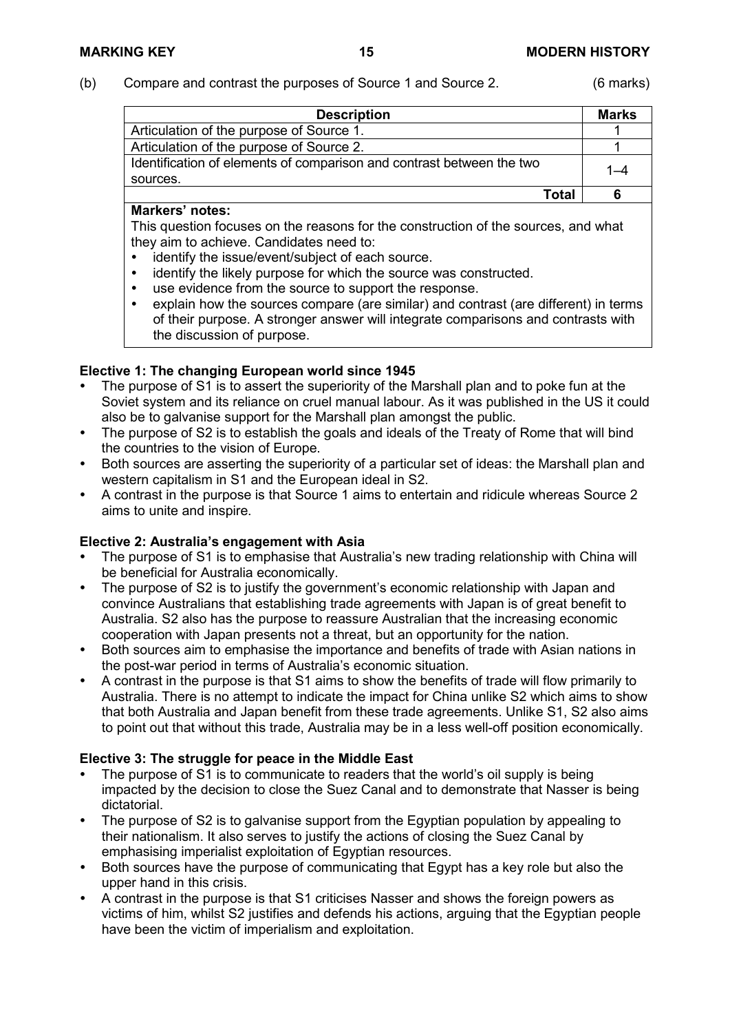(b) Compare and contrast the purposes of Source 1 and Source 2. (6 marks)

| Description | Marks |
|---|---|
| Articulation of the purpose of Source 1. | 1 |
| Articulation of the purpose of Source 2. | 1 |
| Identification of elements of comparison and contrast between the two sources. | 1–4 |
| **Total** | **6** |

**Markers' notes:**

This question focuses on the reasons for the construction of the sources, and what they aim to achieve. Candidates need to:

- identify the issue/event/subject of each source.
- identify the likely purpose for which the source was constructed.
- use evidence from the source to support the response.
- explain how the sources compare (are similar) and contrast (are different) in terms of their purpose. A stronger answer will integrate comparisons and contrasts with the discussion of purpose.

**Elective 1: The changing European world since 1945**

- The purpose of S1 is to assert the superiority of the Marshall plan and to poke fun at the Soviet system and its reliance on cruel manual labour. As it was published in the US it could also be to galvanise support for the Marshall plan amongst the public.
- The purpose of S2 is to establish the goals and ideals of the Treaty of Rome that will bind the countries to the vision of Europe.
- Both sources are asserting the superiority of a particular set of ideas: the Marshall plan and western capitalism in S1 and the European ideal in S2.
- A contrast in the purpose is that Source 1 aims to entertain and ridicule whereas Source 2 aims to unite and inspire.

**Elective 2: Australia's engagement with Asia**

- The purpose of S1 is to emphasise that Australia's new trading relationship with China will be beneficial for Australia economically.
- The purpose of S2 is to justify the government's economic relationship with Japan and convince Australians that establishing trade agreements with Japan is of great benefit to Australia. S2 also has the purpose to reassure Australian that the increasing economic cooperation with Japan presents not a threat, but an opportunity for the nation.
- Both sources aim to emphasise the importance and benefits of trade with Asian nations in the post-war period in terms of Australia's economic situation.
- A contrast in the purpose is that S1 aims to show the benefits of trade will flow primarily to Australia. There is no attempt to indicate the impact for China unlike S2 which aims to show that both Australia and Japan benefit from these trade agreements. Unlike S1, S2 also aims to point out that without this trade, Australia may be in a less well-off position economically.

**Elective 3: The struggle for peace in the Middle East**

- The purpose of S1 is to communicate to readers that the world's oil supply is being impacted by the decision to close the Suez Canal and to demonstrate that Nasser is being dictatorial.
- The purpose of S2 is to galvanise support from the Egyptian population by appealing to their nationalism. It also serves to justify the actions of closing the Suez Canal by emphasising imperialist exploitation of Egyptian resources.
- Both sources have the purpose of communicating that Egypt has a key role but also the upper hand in this crisis.
- A contrast in the purpose is that S1 criticises Nasser and shows the foreign powers as victims of him, whilst S2 justifies and defends his actions, arguing that the Egyptian people have been the victim of imperialism and exploitation.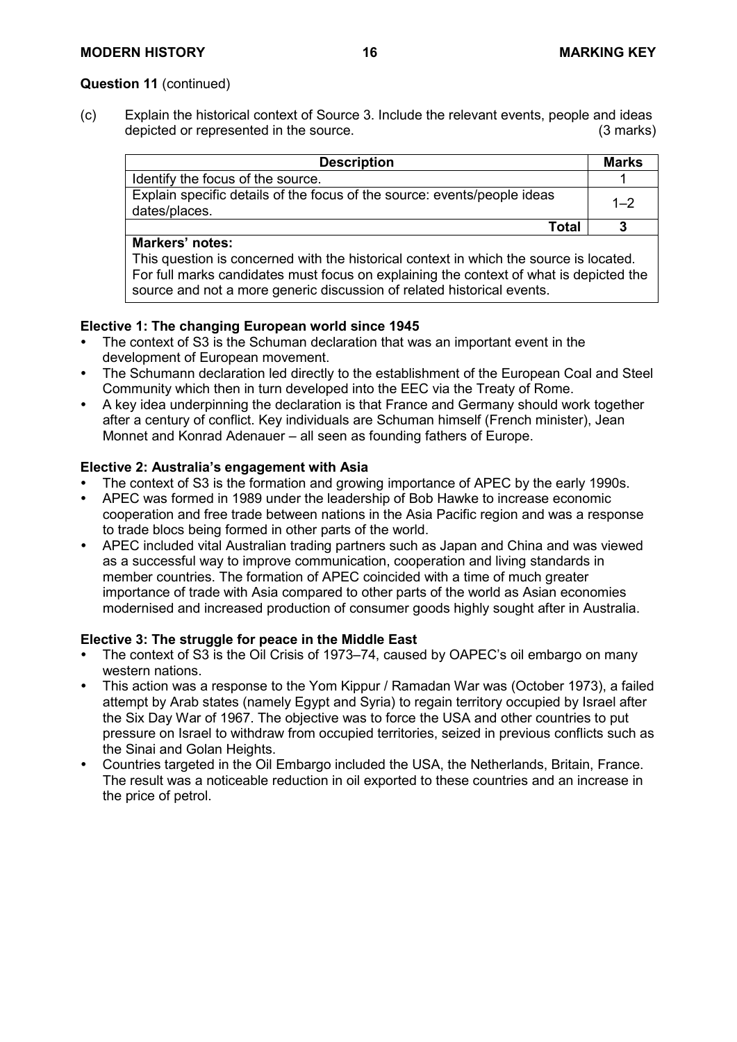**Question 11** (continued)

(c) Explain the historical context of Source 3. Include the relevant events, people and ideas depicted or represented in the source. (3 marks)

| Description | Marks |
|---|---|
| Identify the focus of the source. | 1 |
| Explain specific details of the focus of the source: events/people ideas dates/places. | 1–2 |
| **Total** | **3** |
| **Markers' notes:** This question is concerned with the historical context in which the source is located. For full marks candidates must focus on explaining the context of what is depicted the source and not a more generic discussion of related historical events. | |

**Elective 1: The changing European world since 1945**

- The context of S3 is the Schuman declaration that was an important event in the development of European movement.
- The Schumann declaration led directly to the establishment of the European Coal and Steel Community which then in turn developed into the EEC via the Treaty of Rome.
- A key idea underpinning the declaration is that France and Germany should work together after a century of conflict. Key individuals are Schuman himself (French minister), Jean Monnet and Konrad Adenauer – all seen as founding fathers of Europe.

**Elective 2: Australia's engagement with Asia**

- The context of S3 is the formation and growing importance of APEC by the early 1990s.
- APEC was formed in 1989 under the leadership of Bob Hawke to increase economic cooperation and free trade between nations in the Asia Pacific region and was a response to trade blocs being formed in other parts of the world.
- APEC included vital Australian trading partners such as Japan and China and was viewed as a successful way to improve communication, cooperation and living standards in member countries. The formation of APEC coincided with a time of much greater importance of trade with Asia compared to other parts of the world as Asian economies modernised and increased production of consumer goods highly sought after in Australia.

**Elective 3: The struggle for peace in the Middle East**

- The context of S3 is the Oil Crisis of 1973–74, caused by OAPEC's oil embargo on many western nations.
- This action was a response to the Yom Kippur / Ramadan War was (October 1973), a failed attempt by Arab states (namely Egypt and Syria) to regain territory occupied by Israel after the Six Day War of 1967. The objective was to force the USA and other countries to put pressure on Israel to withdraw from occupied territories, seized in previous conflicts such as the Sinai and Golan Heights.
- Countries targeted in the Oil Embargo included the USA, the Netherlands, Britain, France. The result was a noticeable reduction in oil exported to these countries and an increase in the price of petrol.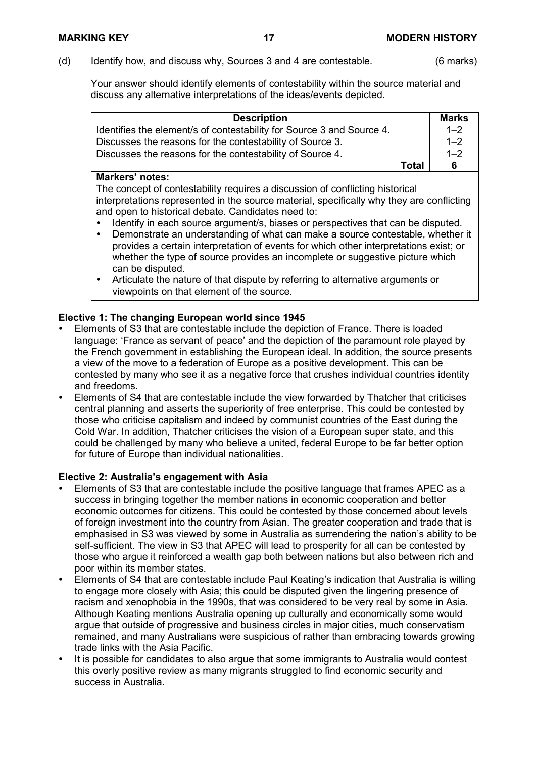(d) Identify how, and discuss why, Sources 3 and 4 are contestable. (6 marks)

Your answer should identify elements of contestability within the source material and discuss any alternative interpretations of the ideas/events depicted.

| Description | Marks |
|---|---|
| Identifies the element/s of contestability for Source 3 and Source 4. | 1–2 |
| Discusses the reasons for the contestability of Source 3. | 1–2 |
| Discusses the reasons for the contestability of Source 4. | 1–2 |
| **Total** | **6** |

**Markers' notes:**

The concept of contestability requires a discussion of conflicting historical interpretations represented in the source material, specifically why they are conflicting and open to historical debate. Candidates need to:

- Identify in each source argument/s, biases or perspectives that can be disputed.
- Demonstrate an understanding of what can make a source contestable, whether it provides a certain interpretation of events for which other interpretations exist; or whether the type of source provides an incomplete or suggestive picture which can be disputed.
- Articulate the nature of that dispute by referring to alternative arguments or viewpoints on that element of the source.

**Elective 1: The changing European world since 1945**

- Elements of S3 that are contestable include the depiction of France. There is loaded language: 'France as servant of peace' and the depiction of the paramount role played by the French government in establishing the European ideal. In addition, the source presents a view of the move to a federation of Europe as a positive development. This can be contested by many who see it as a negative force that crushes individual countries identity and freedoms.
- Elements of S4 that are contestable include the view forwarded by Thatcher that criticises central planning and asserts the superiority of free enterprise. This could be contested by those who criticise capitalism and indeed by communist countries of the East during the Cold War. In addition, Thatcher criticises the vision of a European super state, and this could be challenged by many who believe a united, federal Europe to be far better option for future of Europe than individual nationalities.

**Elective 2: Australia's engagement with Asia**

- Elements of S3 that are contestable include the positive language that frames APEC as a success in bringing together the member nations in economic cooperation and better economic outcomes for citizens. This could be contested by those concerned about levels of foreign investment into the country from Asian. The greater cooperation and trade that is emphasised in S3 was viewed by some in Australia as surrendering the nation's ability to be self-sufficient. The view in S3 that APEC will lead to prosperity for all can be contested by those who argue it reinforced a wealth gap both between nations but also between rich and poor within its member states.
- Elements of S4 that are contestable include Paul Keating's indication that Australia is willing to engage more closely with Asia; this could be disputed given the lingering presence of racism and xenophobia in the 1990s, that was considered to be very real by some in Asia. Although Keating mentions Australia opening up culturally and economically some would argue that outside of progressive and business circles in major cities, much conservatism remained, and many Australians were suspicious of rather than embracing towards growing trade links with the Asia Pacific.
- It is possible for candidates to also argue that some immigrants to Australia would contest this overly positive review as many migrants struggled to find economic security and success in Australia.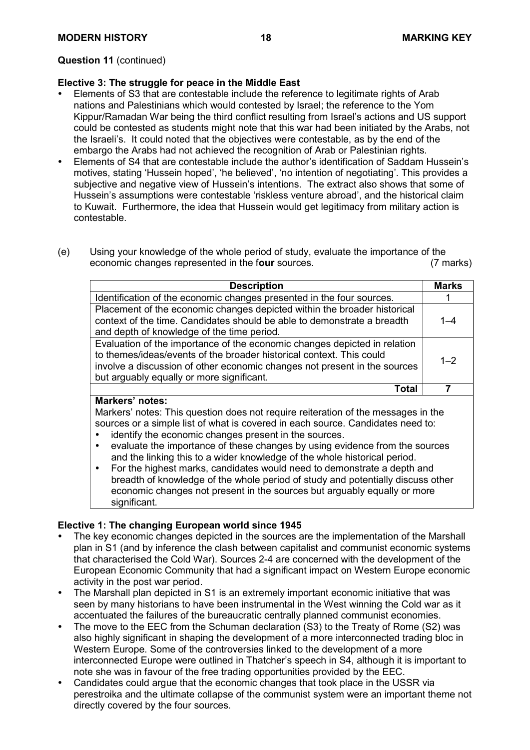**Question 11** (continued)

**Elective 3: The struggle for peace in the Middle East**

- Elements of S3 that are contestable include the reference to legitimate rights of Arab nations and Palestinians which would contested by Israel; the reference to the Yom Kippur/Ramadan War being the third conflict resulting from Israel's actions and US support could be contested as students might note that this war had been initiated by the Arabs, not the Israeli's. It could noted that the objectives were contestable, as by the end of the embargo the Arabs had not achieved the recognition of Arab or Palestinian rights.
- Elements of S4 that are contestable include the author's identification of Saddam Hussein's motives, stating 'Hussein hoped', 'he believed', 'no intention of negotiating'. This provides a subjective and negative view of Hussein's intentions. The extract also shows that some of Hussein's assumptions were contestable 'riskless venture abroad', and the historical claim to Kuwait. Furthermore, the idea that Hussein would get legitimacy from military action is contestable.

(e) Using your knowledge of the whole period of study, evaluate the importance of the economic changes represented in the f**our** sources. (7 marks)

| Description | Marks |
|---|---|
| Identification of the economic changes presented in the four sources. | 1 |
| Placement of the economic changes depicted within the broader historical context of the time. Candidates should be able to demonstrate a breadth and depth of knowledge of the time period. | 1–4 |
| Evaluation of the importance of the economic changes depicted in relation to themes/ideas/events of the broader historical context. This could involve a discussion of other economic changes not present in the sources but arguably equally or more significant. | 1–2 |
| **Total** | **7** |

**Markers' notes:**

Markers' notes: This question does not require reiteration of the messages in the sources or a simple list of what is covered in each source. Candidates need to:

- identify the economic changes present in the sources.
- evaluate the importance of these changes by using evidence from the sources and the linking this to a wider knowledge of the whole historical period.
- For the highest marks, candidates would need to demonstrate a depth and breadth of knowledge of the whole period of study and potentially discuss other economic changes not present in the sources but arguably equally or more significant.

**Elective 1: The changing European world since 1945**

- The key economic changes depicted in the sources are the implementation of the Marshall plan in S1 (and by inference the clash between capitalist and communist economic systems that characterised the Cold War). Sources 2-4 are concerned with the development of the European Economic Community that had a significant impact on Western Europe economic activity in the post war period.
- The Marshall plan depicted in S1 is an extremely important economic initiative that was seen by many historians to have been instrumental in the West winning the Cold war as it accentuated the failures of the bureaucratic centrally planned communist economies.
- The move to the EEC from the Schuman declaration (S3) to the Treaty of Rome (S2) was also highly significant in shaping the development of a more interconnected trading bloc in Western Europe. Some of the controversies linked to the development of a more interconnected Europe were outlined in Thatcher's speech in S4, although it is important to note she was in favour of the free trading opportunities provided by the EEC.
- Candidates could argue that the economic changes that took place in the USSR via perestroika and the ultimate collapse of the communist system were an important theme not directly covered by the four sources.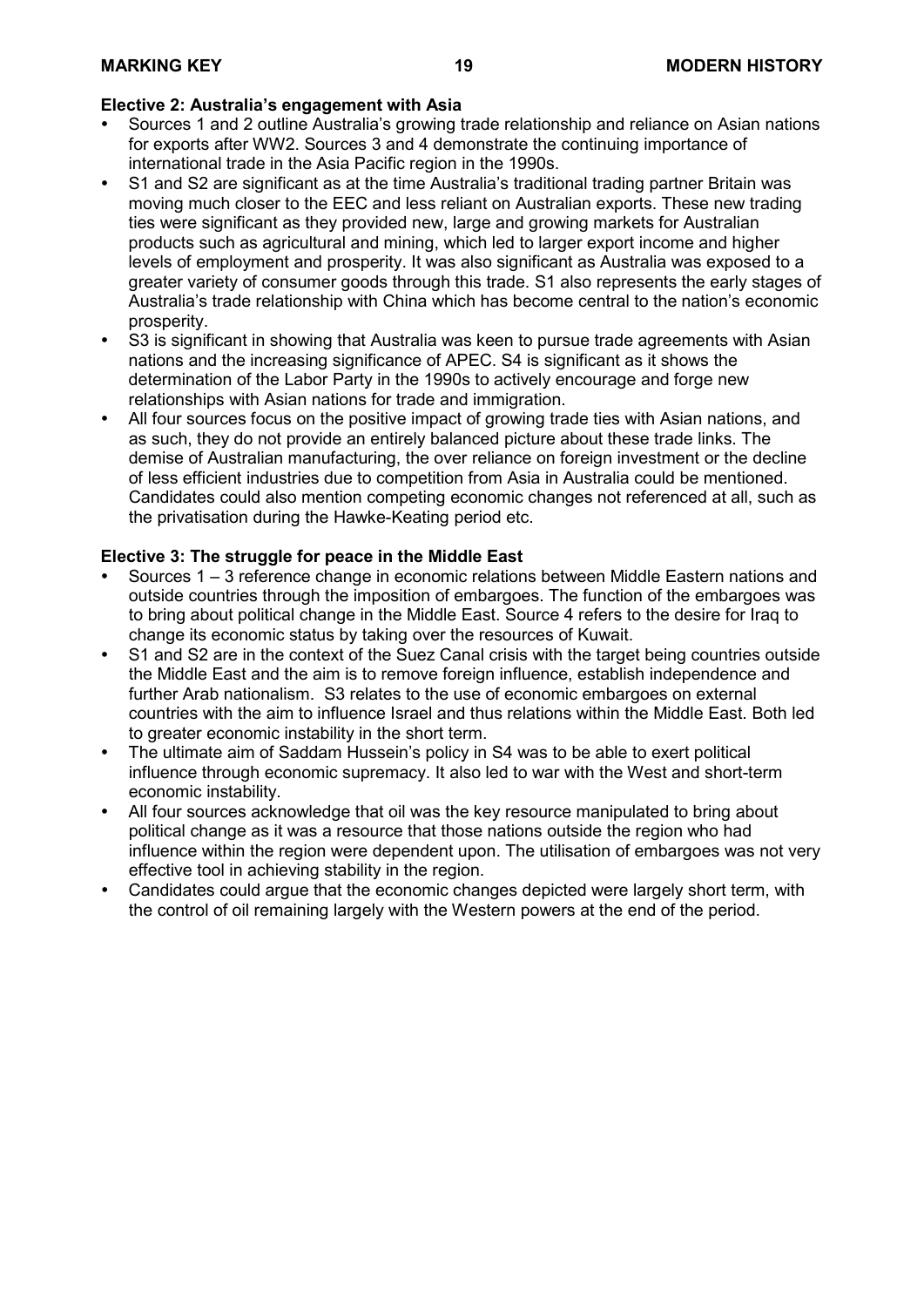**Elective 2: Australia's engagement with Asia**

- Sources 1 and 2 outline Australia's growing trade relationship and reliance on Asian nations for exports after WW2. Sources 3 and 4 demonstrate the continuing importance of international trade in the Asia Pacific region in the 1990s.
- S1 and S2 are significant as at the time Australia's traditional trading partner Britain was moving much closer to the EEC and less reliant on Australian exports. These new trading ties were significant as they provided new, large and growing markets for Australian products such as agricultural and mining, which led to larger export income and higher levels of employment and prosperity. It was also significant as Australia was exposed to a greater variety of consumer goods through this trade. S1 also represents the early stages of Australia's trade relationship with China which has become central to the nation's economic prosperity.
- S3 is significant in showing that Australia was keen to pursue trade agreements with Asian nations and the increasing significance of APEC. S4 is significant as it shows the determination of the Labor Party in the 1990s to actively encourage and forge new relationships with Asian nations for trade and immigration.
- All four sources focus on the positive impact of growing trade ties with Asian nations, and as such, they do not provide an entirely balanced picture about these trade links. The demise of Australian manufacturing, the over reliance on foreign investment or the decline of less efficient industries due to competition from Asia in Australia could be mentioned. Candidates could also mention competing economic changes not referenced at all, such as the privatisation during the Hawke-Keating period etc.

**Elective 3: The struggle for peace in the Middle East**

- Sources 1 – 3 reference change in economic relations between Middle Eastern nations and outside countries through the imposition of embargoes. The function of the embargoes was to bring about political change in the Middle East. Source 4 refers to the desire for Iraq to change its economic status by taking over the resources of Kuwait.
- S1 and S2 are in the context of the Suez Canal crisis with the target being countries outside the Middle East and the aim is to remove foreign influence, establish independence and further Arab nationalism. S3 relates to the use of economic embargoes on external countries with the aim to influence Israel and thus relations within the Middle East. Both led to greater economic instability in the short term.
- The ultimate aim of Saddam Hussein's policy in S4 was to be able to exert political influence through economic supremacy. It also led to war with the West and short-term economic instability.
- All four sources acknowledge that oil was the key resource manipulated to bring about political change as it was a resource that those nations outside the region who had influence within the region were dependent upon. The utilisation of embargoes was not very effective tool in achieving stability in the region.
- Candidates could argue that the economic changes depicted were largely short term, with the control of oil remaining largely with the Western powers at the end of the period.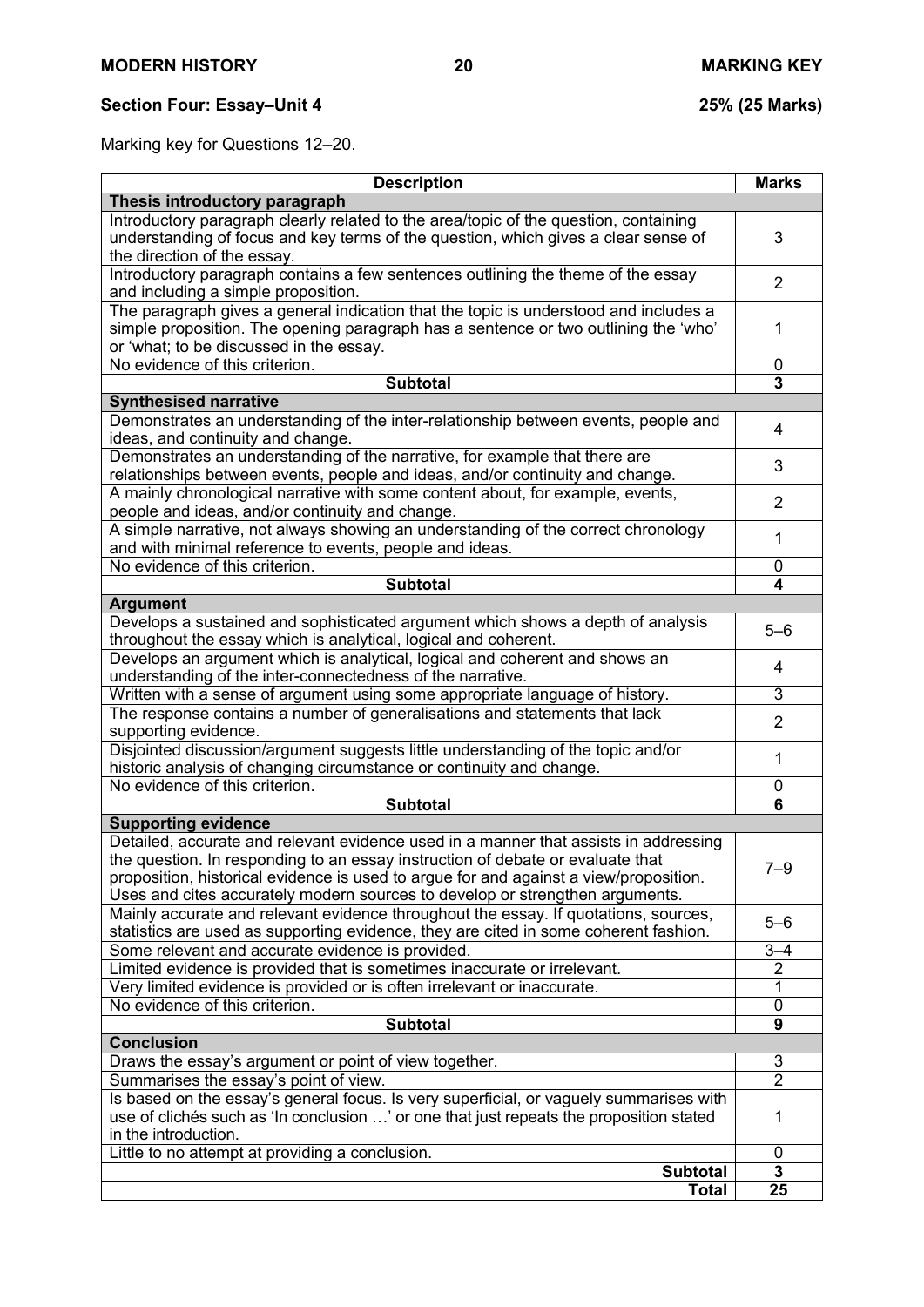## Section Four: Essay–Unit 4 — 25% (25 Marks)

Marking key for Questions 12–20.

| Description | Marks |
|---|---|
| **Thesis introductory paragraph** | |
| Introductory paragraph clearly related to the area/topic of the question, containing understanding of focus and key terms of the question, which gives a clear sense of the direction of the essay. | 3 |
| Introductory paragraph contains a few sentences outlining the theme of the essay and including a simple proposition. | 2 |
| The paragraph gives a general indication that the topic is understood and includes a simple proposition. The opening paragraph has a sentence or two outlining the 'who' or 'what; to be discussed in the essay. | 1 |
| No evidence of this criterion. | 0 |
| **Subtotal** | **3** |
| **Synthesised narrative** | |
| Demonstrates an understanding of the inter-relationship between events, people and ideas, and continuity and change. | 4 |
| Demonstrates an understanding of the narrative, for example that there are relationships between events, people and ideas, and/or continuity and change. | 3 |
| A mainly chronological narrative with some content about, for example, events, people and ideas, and/or continuity and change. | 2 |
| A simple narrative, not always showing an understanding of the correct chronology and with minimal reference to events, people and ideas. | 1 |
| No evidence of this criterion. | 0 |
| **Subtotal** | **4** |
| **Argument** | |
| Develops a sustained and sophisticated argument which shows a depth of analysis throughout the essay which is analytical, logical and coherent. | 5–6 |
| Develops an argument which is analytical, logical and coherent and shows an understanding of the inter-connectedness of the narrative. | 4 |
| Written with a sense of argument using some appropriate language of history. | 3 |
| The response contains a number of generalisations and statements that lack supporting evidence. | 2 |
| Disjointed discussion/argument suggests little understanding of the topic and/or historic analysis of changing circumstance or continuity and change. | 1 |
| No evidence of this criterion. | 0 |
| **Subtotal** | **6** |
| **Supporting evidence** | |
| Detailed, accurate and relevant evidence used in a manner that assists in addressing the question. In responding to an essay instruction of debate or evaluate that proposition, historical evidence is used to argue for and against a view/proposition. Uses and cites accurately modern sources to develop or strengthen arguments. | 7–9 |
| Mainly accurate and relevant evidence throughout the essay. If quotations, sources, statistics are used as supporting evidence, they are cited in some coherent fashion. | 5–6 |
| Some relevant and accurate evidence is provided. | 3–4 |
| Limited evidence is provided that is sometimes inaccurate or irrelevant. | 2 |
| Very limited evidence is provided or is often irrelevant or inaccurate. | 1 |
| No evidence of this criterion. | 0 |
| **Subtotal** | **9** |
| **Conclusion** | |
| Draws the essay's argument or point of view together. | 3 |
| Summarises the essay's point of view. | 2 |
| Is based on the essay's general focus. Is very superficial, or vaguely summarises with use of clichés such as 'In conclusion …' or one that just repeats the proposition stated in the introduction. | 1 |
| Little to no attempt at providing a conclusion. | 0 |
| **Subtotal** | **3** |
| **Total** | **25** |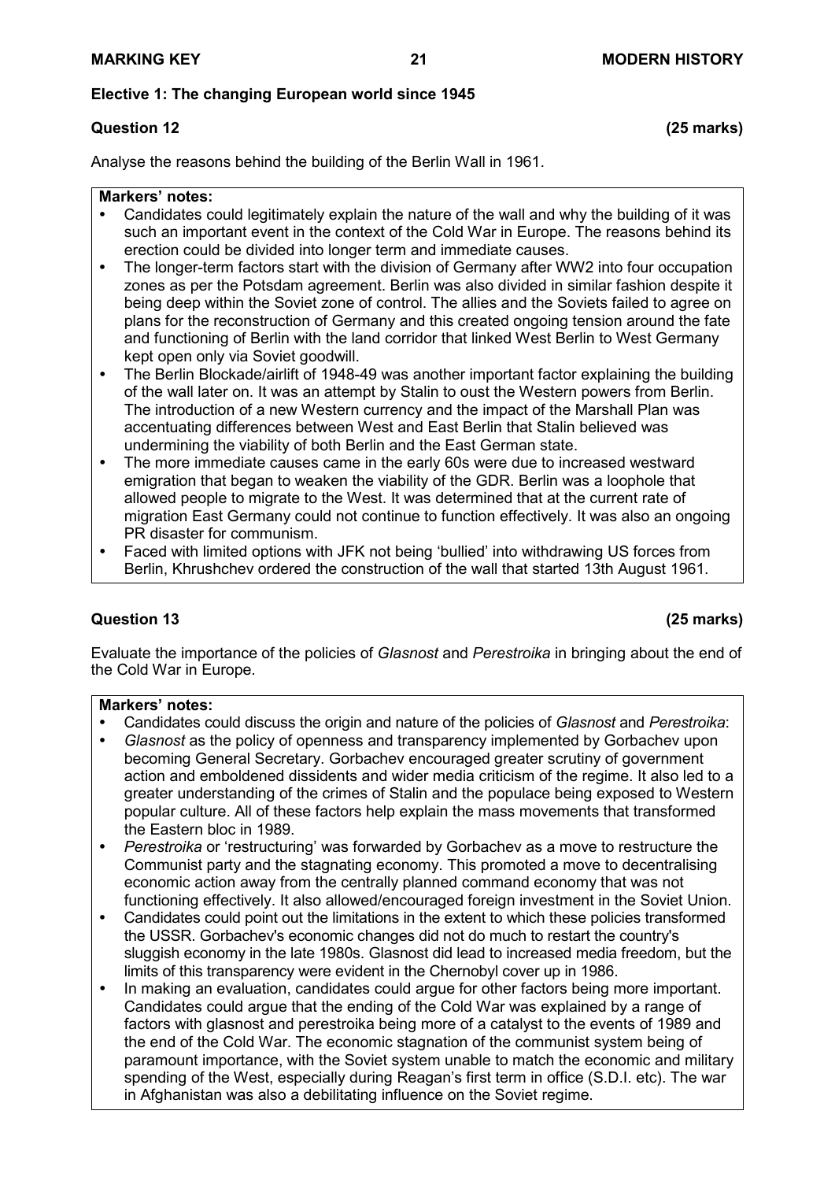## Elective 1: The changing European world since 1945

### Question 12 (25 marks)

Analyse the reasons behind the building of the Berlin Wall in 1961.

**Markers' notes:**

- Candidates could legitimately explain the nature of the wall and why the building of it was such an important event in the context of the Cold War in Europe. The reasons behind its erection could be divided into longer term and immediate causes.
- The longer-term factors start with the division of Germany after WW2 into four occupation zones as per the Potsdam agreement. Berlin was also divided in similar fashion despite it being deep within the Soviet zone of control. The allies and the Soviets failed to agree on plans for the reconstruction of Germany and this created ongoing tension around the fate and functioning of Berlin with the land corridor that linked West Berlin to West Germany kept open only via Soviet goodwill.
- The Berlin Blockade/airlift of 1948-49 was another important factor explaining the building of the wall later on. It was an attempt by Stalin to oust the Western powers from Berlin. The introduction of a new Western currency and the impact of the Marshall Plan was accentuating differences between West and East Berlin that Stalin believed was undermining the viability of both Berlin and the East German state.
- The more immediate causes came in the early 60s were due to increased westward emigration that began to weaken the viability of the GDR. Berlin was a loophole that allowed people to migrate to the West. It was determined that at the current rate of migration East Germany could not continue to function effectively. It was also an ongoing PR disaster for communism.
- Faced with limited options with JFK not being 'bullied' into withdrawing US forces from Berlin, Khrushchev ordered the construction of the wall that started 13th August 1961.

### Question 13 (25 marks)

Evaluate the importance of the policies of *Glasnost* and *Perestroika* in bringing about the end of the Cold War in Europe.

**Markers' notes:**

- Candidates could discuss the origin and nature of the policies of *Glasnost* and *Perestroika*:
- *Glasnost* as the policy of openness and transparency implemented by Gorbachev upon becoming General Secretary. Gorbachev encouraged greater scrutiny of government action and emboldened dissidents and wider media criticism of the regime. It also led to a greater understanding of the crimes of Stalin and the populace being exposed to Western popular culture. All of these factors help explain the mass movements that transformed the Eastern bloc in 1989.
- *Perestroika* or 'restructuring' was forwarded by Gorbachev as a move to restructure the Communist party and the stagnating economy. This promoted a move to decentralising economic action away from the centrally planned command economy that was not functioning effectively. It also allowed/encouraged foreign investment in the Soviet Union.
- Candidates could point out the limitations in the extent to which these policies transformed the USSR. Gorbachev's economic changes did not do much to restart the country's sluggish economy in the late 1980s. Glasnost did lead to increased media freedom, but the limits of this transparency were evident in the Chernobyl cover up in 1986.
- In making an evaluation, candidates could argue for other factors being more important. Candidates could argue that the ending of the Cold War was explained by a range of factors with glasnost and perestroika being more of a catalyst to the events of 1989 and the end of the Cold War. The economic stagnation of the communist system being of paramount importance, with the Soviet system unable to match the economic and military spending of the West, especially during Reagan's first term in office (S.D.I. etc). The war in Afghanistan was also a debilitating influence on the Soviet regime.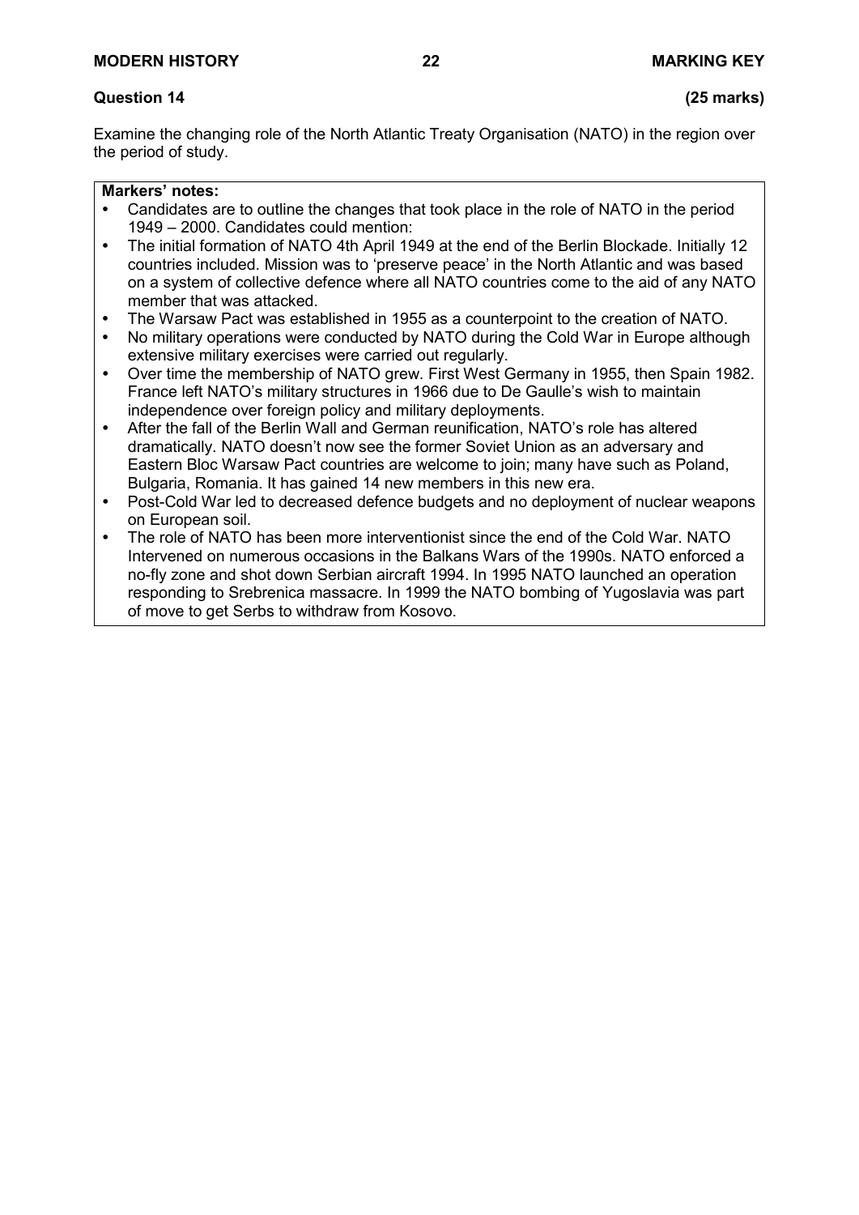**Question 14 (25 marks)**

Examine the changing role of the North Atlantic Treaty Organisation (NATO) in the region over the period of study.

**Markers' notes:**

- Candidates are to outline the changes that took place in the role of NATO in the period 1949 – 2000. Candidates could mention:
- The initial formation of NATO 4th April 1949 at the end of the Berlin Blockade. Initially 12 countries included. Mission was to 'preserve peace' in the North Atlantic and was based on a system of collective defence where all NATO countries come to the aid of any NATO member that was attacked.
- The Warsaw Pact was established in 1955 as a counterpoint to the creation of NATO.
- No military operations were conducted by NATO during the Cold War in Europe although extensive military exercises were carried out regularly.
- Over time the membership of NATO grew. First West Germany in 1955, then Spain 1982. France left NATO's military structures in 1966 due to De Gaulle's wish to maintain independence over foreign policy and military deployments.
- After the fall of the Berlin Wall and German reunification, NATO's role has altered dramatically. NATO doesn't now see the former Soviet Union as an adversary and Eastern Bloc Warsaw Pact countries are welcome to join; many have such as Poland, Bulgaria, Romania. It has gained 14 new members in this new era.
- Post-Cold War led to decreased defence budgets and no deployment of nuclear weapons on European soil.
- The role of NATO has been more interventionist since the end of the Cold War. NATO Intervened on numerous occasions in the Balkans Wars of the 1990s. NATO enforced a no-fly zone and shot down Serbian aircraft 1994. In 1995 NATO launched an operation responding to Srebrenica massacre. In 1999 the NATO bombing of Yugoslavia was part of move to get Serbs to withdraw from Kosovo.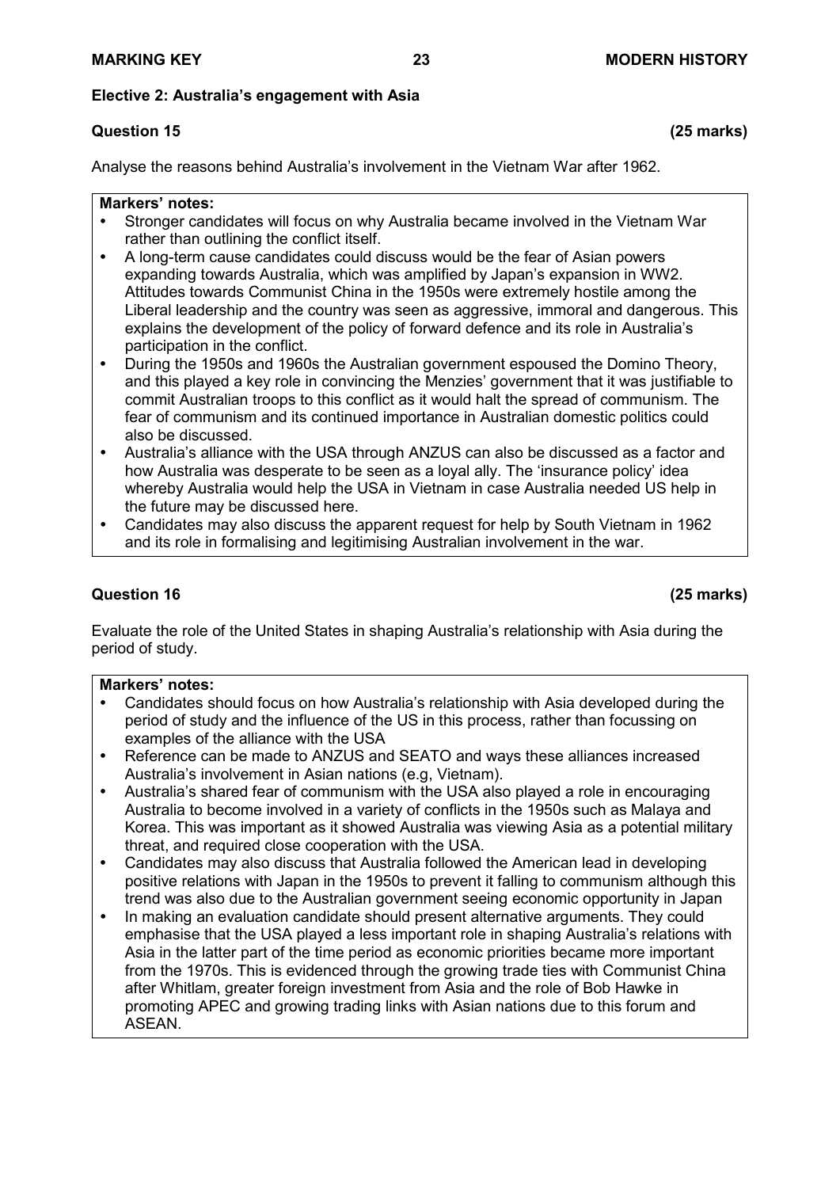**Elective 2: Australia's engagement with Asia**

**Question 15 (25 marks)**

Analyse the reasons behind Australia's involvement in the Vietnam War after 1962.

**Markers' notes:**

- Stronger candidates will focus on why Australia became involved in the Vietnam War rather than outlining the conflict itself.
- A long-term cause candidates could discuss would be the fear of Asian powers expanding towards Australia, which was amplified by Japan's expansion in WW2. Attitudes towards Communist China in the 1950s were extremely hostile among the Liberal leadership and the country was seen as aggressive, immoral and dangerous. This explains the development of the policy of forward defence and its role in Australia's participation in the conflict.
- During the 1950s and 1960s the Australian government espoused the Domino Theory, and this played a key role in convincing the Menzies' government that it was justifiable to commit Australian troops to this conflict as it would halt the spread of communism. The fear of communism and its continued importance in Australian domestic politics could also be discussed.
- Australia's alliance with the USA through ANZUS can also be discussed as a factor and how Australia was desperate to be seen as a loyal ally. The 'insurance policy' idea whereby Australia would help the USA in Vietnam in case Australia needed US help in the future may be discussed here.
- Candidates may also discuss the apparent request for help by South Vietnam in 1962 and its role in formalising and legitimising Australian involvement in the war.

**Question 16 (25 marks)**

Evaluate the role of the United States in shaping Australia's relationship with Asia during the period of study.

**Markers' notes:**

- Candidates should focus on how Australia's relationship with Asia developed during the period of study and the influence of the US in this process, rather than focussing on examples of the alliance with the USA
- Reference can be made to ANZUS and SEATO and ways these alliances increased Australia's involvement in Asian nations (e.g, Vietnam).
- Australia's shared fear of communism with the USA also played a role in encouraging Australia to become involved in a variety of conflicts in the 1950s such as Malaya and Korea. This was important as it showed Australia was viewing Asia as a potential military threat, and required close cooperation with the USA.
- Candidates may also discuss that Australia followed the American lead in developing positive relations with Japan in the 1950s to prevent it falling to communism although this trend was also due to the Australian government seeing economic opportunity in Japan
- In making an evaluation candidate should present alternative arguments. They could emphasise that the USA played a less important role in shaping Australia's relations with Asia in the latter part of the time period as economic priorities became more important from the 1970s. This is evidenced through the growing trade ties with Communist China after Whitlam, greater foreign investment from Asia and the role of Bob Hawke in promoting APEC and growing trading links with Asian nations due to this forum and ASEAN.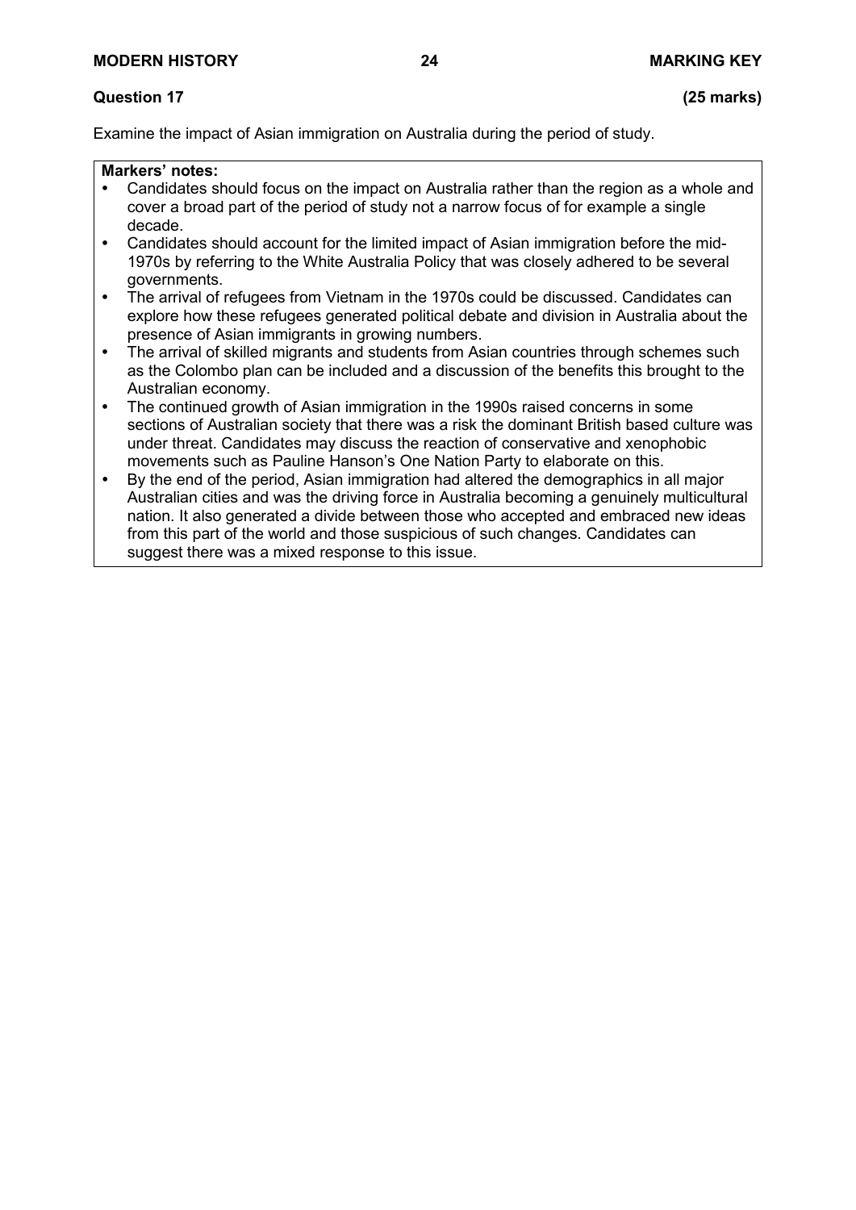**Question 17** **(25 marks)**

Examine the impact of Asian immigration on Australia during the period of study.

**Markers' notes:**

- Candidates should focus on the impact on Australia rather than the region as a whole and cover a broad part of the period of study not a narrow focus of for example a single decade.
- Candidates should account for the limited impact of Asian immigration before the mid-1970s by referring to the White Australia Policy that was closely adhered to be several governments.
- The arrival of refugees from Vietnam in the 1970s could be discussed. Candidates can explore how these refugees generated political debate and division in Australia about the presence of Asian immigrants in growing numbers.
- The arrival of skilled migrants and students from Asian countries through schemes such as the Colombo plan can be included and a discussion of the benefits this brought to the Australian economy.
- The continued growth of Asian immigration in the 1990s raised concerns in some sections of Australian society that there was a risk the dominant British based culture was under threat. Candidates may discuss the reaction of conservative and xenophobic movements such as Pauline Hanson's One Nation Party to elaborate on this.
- By the end of the period, Asian immigration had altered the demographics in all major Australian cities and was the driving force in Australia becoming a genuinely multicultural nation. It also generated a divide between those who accepted and embraced new ideas from this part of the world and those suspicious of such changes. Candidates can suggest there was a mixed response to this issue.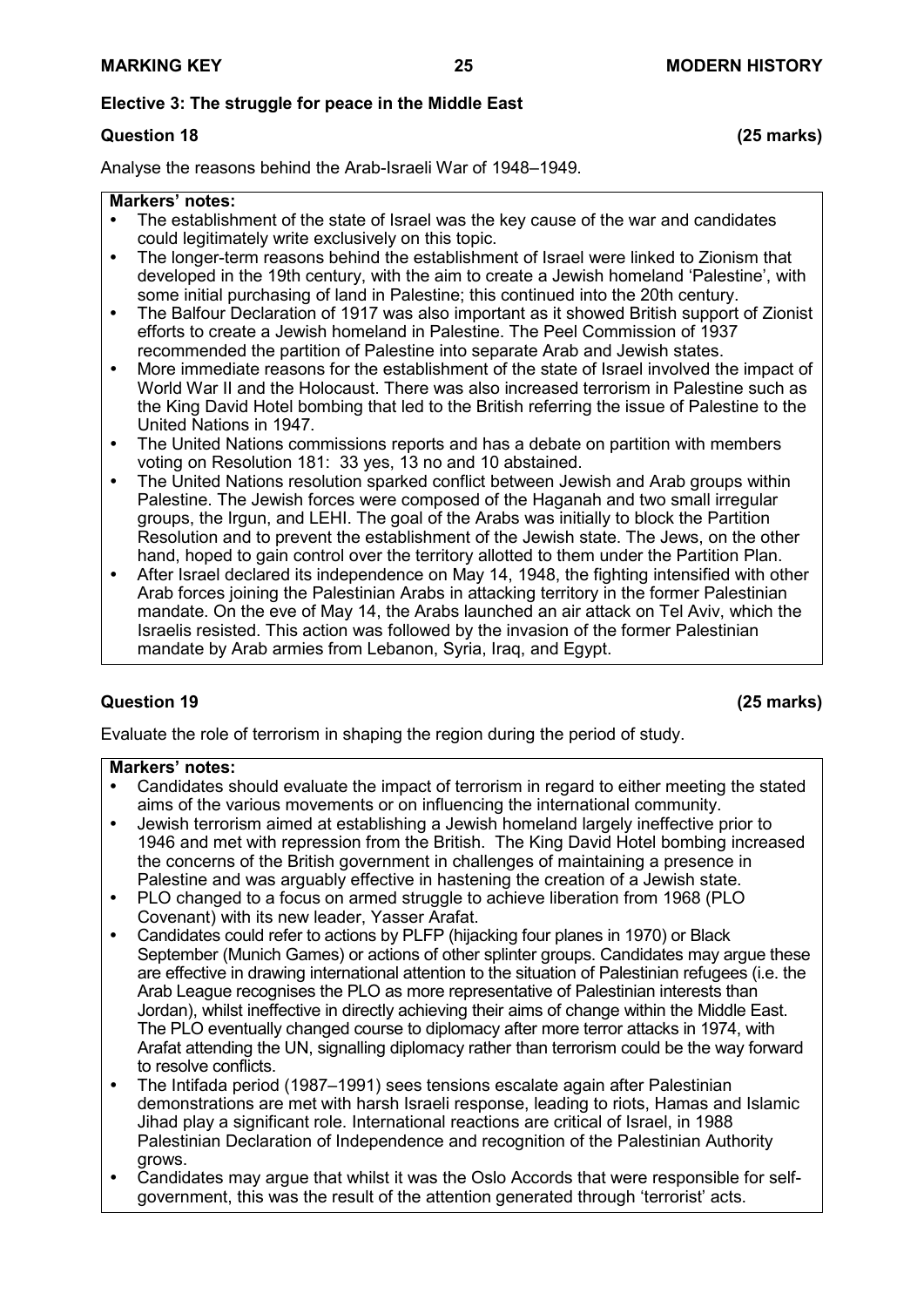## Elective 3: The struggle for peace in the Middle East

### Question 18 (25 marks)

Analyse the reasons behind the Arab-Israeli War of 1948–1949.

**Markers' notes:**

- The establishment of the state of Israel was the key cause of the war and candidates could legitimately write exclusively on this topic.
- The longer-term reasons behind the establishment of Israel were linked to Zionism that developed in the 19th century, with the aim to create a Jewish homeland 'Palestine', with some initial purchasing of land in Palestine; this continued into the 20th century.
- The Balfour Declaration of 1917 was also important as it showed British support of Zionist efforts to create a Jewish homeland in Palestine. The Peel Commission of 1937 recommended the partition of Palestine into separate Arab and Jewish states.
- More immediate reasons for the establishment of the state of Israel involved the impact of World War II and the Holocaust. There was also increased terrorism in Palestine such as the King David Hotel bombing that led to the British referring the issue of Palestine to the United Nations in 1947.
- The United Nations commissions reports and has a debate on partition with members voting on Resolution 181: 33 yes, 13 no and 10 abstained.
- The United Nations resolution sparked conflict between Jewish and Arab groups within Palestine. The Jewish forces were composed of the Haganah and two small irregular groups, the Irgun, and LEHI. The goal of the Arabs was initially to block the Partition Resolution and to prevent the establishment of the Jewish state. The Jews, on the other hand, hoped to gain control over the territory allotted to them under the Partition Plan.
- After Israel declared its independence on May 14, 1948, the fighting intensified with other Arab forces joining the Palestinian Arabs in attacking territory in the former Palestinian mandate. On the eve of May 14, the Arabs launched an air attack on Tel Aviv, which the Israelis resisted. This action was followed by the invasion of the former Palestinian mandate by Arab armies from Lebanon, Syria, Iraq, and Egypt.

### Question 19 (25 marks)

Evaluate the role of terrorism in shaping the region during the period of study.

**Markers' notes:**

- Candidates should evaluate the impact of terrorism in regard to either meeting the stated aims of the various movements or on influencing the international community.
- Jewish terrorism aimed at establishing a Jewish homeland largely ineffective prior to 1946 and met with repression from the British. The King David Hotel bombing increased the concerns of the British government in challenges of maintaining a presence in Palestine and was arguably effective in hastening the creation of a Jewish state.
- PLO changed to a focus on armed struggle to achieve liberation from 1968 (PLO Covenant) with its new leader, Yasser Arafat.
- Candidates could refer to actions by PLFP (hijacking four planes in 1970) or Black September (Munich Games) or actions of other splinter groups. Candidates may argue these are effective in drawing international attention to the situation of Palestinian refugees (i.e. the Arab League recognises the PLO as more representative of Palestinian interests than Jordan), whilst ineffective in directly achieving their aims of change within the Middle East. The PLO eventually changed course to diplomacy after more terror attacks in 1974, with Arafat attending the UN, signalling diplomacy rather than terrorism could be the way forward to resolve conflicts.
- The Intifada period (1987–1991) sees tensions escalate again after Palestinian demonstrations are met with harsh Israeli response, leading to riots, Hamas and Islamic Jihad play a significant role. International reactions are critical of Israel, in 1988 Palestinian Declaration of Independence and recognition of the Palestinian Authority grows.
- Candidates may argue that whilst it was the Oslo Accords that were responsible for self-government, this was the result of the attention generated through 'terrorist' acts.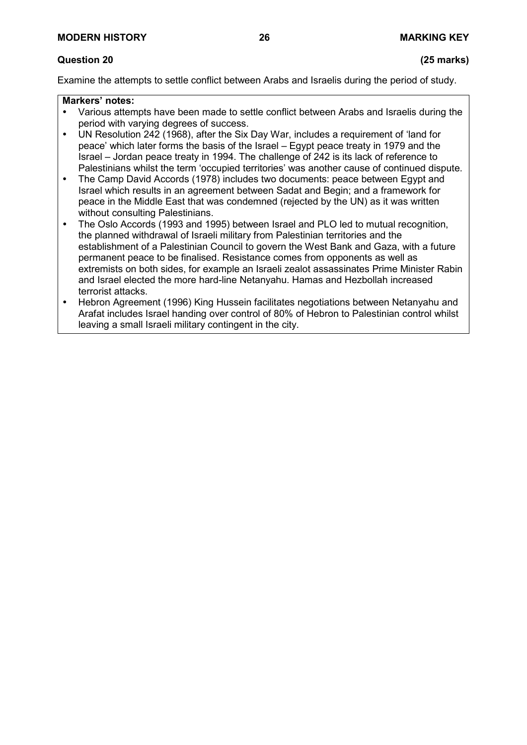**Question 20 (25 marks)**

Examine the attempts to settle conflict between Arabs and Israelis during the period of study.

**Markers' notes:**

- Various attempts have been made to settle conflict between Arabs and Israelis during the period with varying degrees of success.
- UN Resolution 242 (1968), after the Six Day War, includes a requirement of 'land for peace' which later forms the basis of the Israel – Egypt peace treaty in 1979 and the Israel – Jordan peace treaty in 1994. The challenge of 242 is its lack of reference to Palestinians whilst the term 'occupied territories' was another cause of continued dispute.
- The Camp David Accords (1978) includes two documents: peace between Egypt and Israel which results in an agreement between Sadat and Begin; and a framework for peace in the Middle East that was condemned (rejected by the UN) as it was written without consulting Palestinians.
- The Oslo Accords (1993 and 1995) between Israel and PLO led to mutual recognition, the planned withdrawal of Israeli military from Palestinian territories and the establishment of a Palestinian Council to govern the West Bank and Gaza, with a future permanent peace to be finalised. Resistance comes from opponents as well as extremists on both sides, for example an Israeli zealot assassinates Prime Minister Rabin and Israel elected the more hard-line Netanyahu. Hamas and Hezbollah increased terrorist attacks.
- Hebron Agreement (1996) King Hussein facilitates negotiations between Netanyahu and Arafat includes Israel handing over control of 80% of Hebron to Palestinian control whilst leaving a small Israeli military contingent in the city.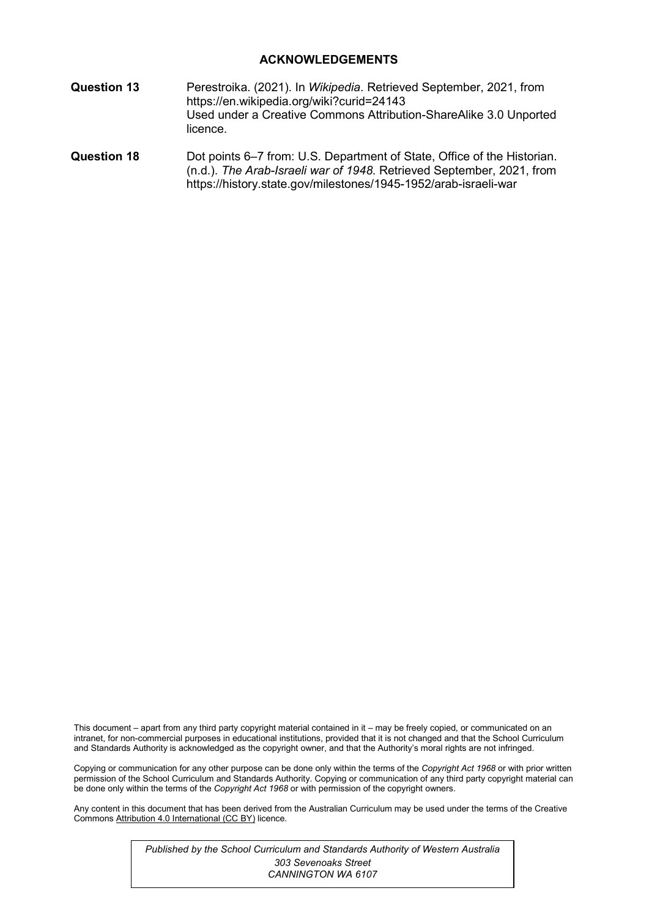## ACKNOWLEDGEMENTS

**Question 13** Perestroika. (2021). In *Wikipedia*. Retrieved September, 2021, from https://en.wikipedia.org/wiki?curid=24143
Used under a Creative Commons Attribution-ShareAlike 3.0 Unported licence.

**Question 18** Dot points 6–7 from: U.S. Department of State, Office of the Historian. (n.d.). *The Arab-Israeli war of 1948*. Retrieved September, 2021, from https://history.state.gov/milestones/1945-1952/arab-israeli-war

This document – apart from any third party copyright material contained in it – may be freely copied, or communicated on an intranet, for non-commercial purposes in educational institutions, provided that it is not changed and that the School Curriculum and Standards Authority is acknowledged as the copyright owner, and that the Authority's moral rights are not infringed.

Copying or communication for any other purpose can be done only within the terms of the *Copyright Act 1968* or with prior written permission of the School Curriculum and Standards Authority. Copying or communication of any third party copyright material can be done only within the terms of the *Copyright Act 1968* or with permission of the copyright owners.

Any content in this document that has been derived from the Australian Curriculum may be used under the terms of the Creative Commons Attribution 4.0 International (CC BY) licence.

*Published by the School Curriculum and Standards Authority of Western Australia*
*303 Sevenoaks Street*
*CANNINGTON WA 6107*